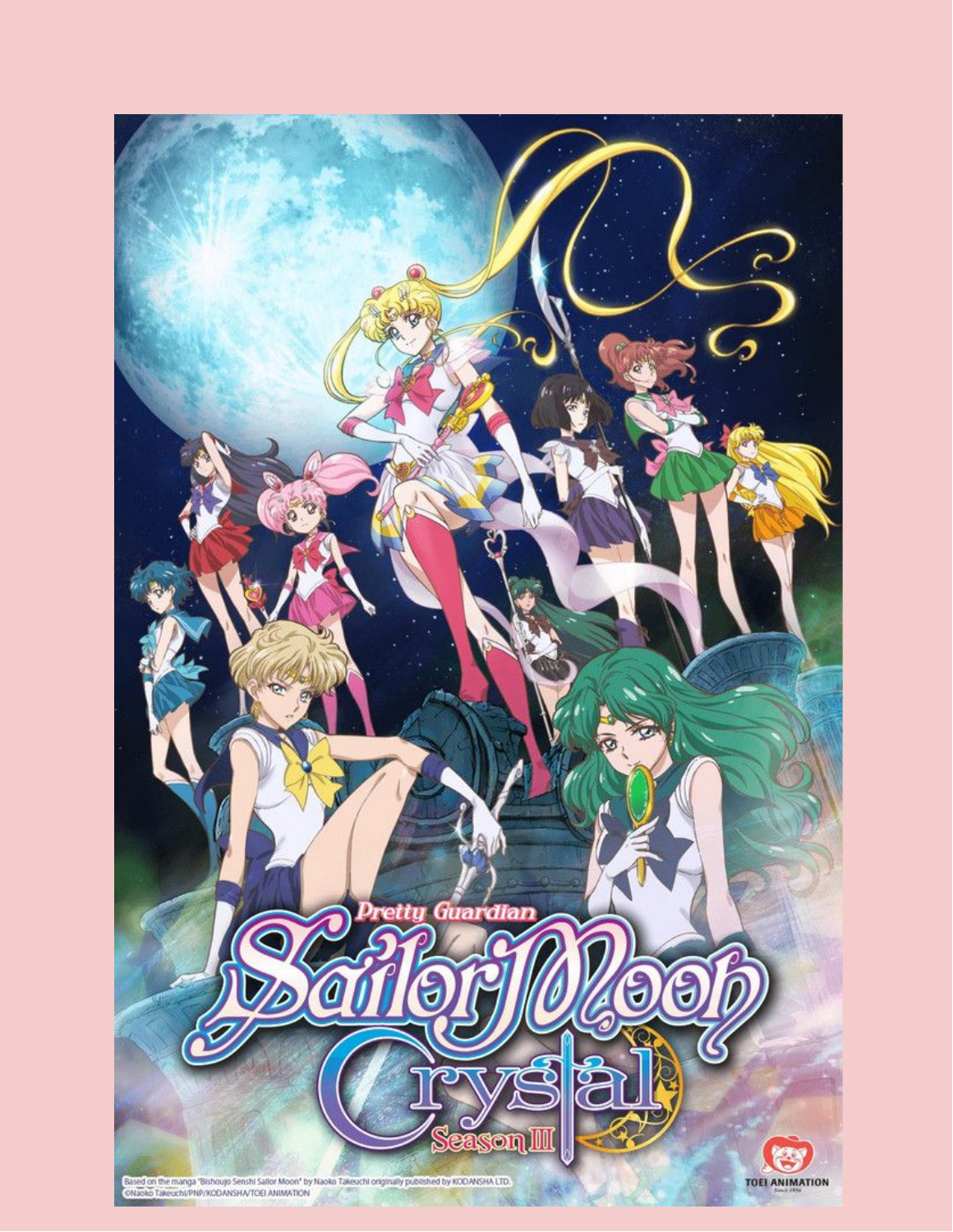Pretty Guardian

# Sailor Moon Crystal

Season III

Based on the manga "Bishoujo Senshi Sailor Moon" by Naoko Takeuchi originally published by KODANSHA LTD.
©Naoko Takeuchi/PNP/KODANSHA/TOEI ANIMATION

TOEI ANIMATION
Since 1956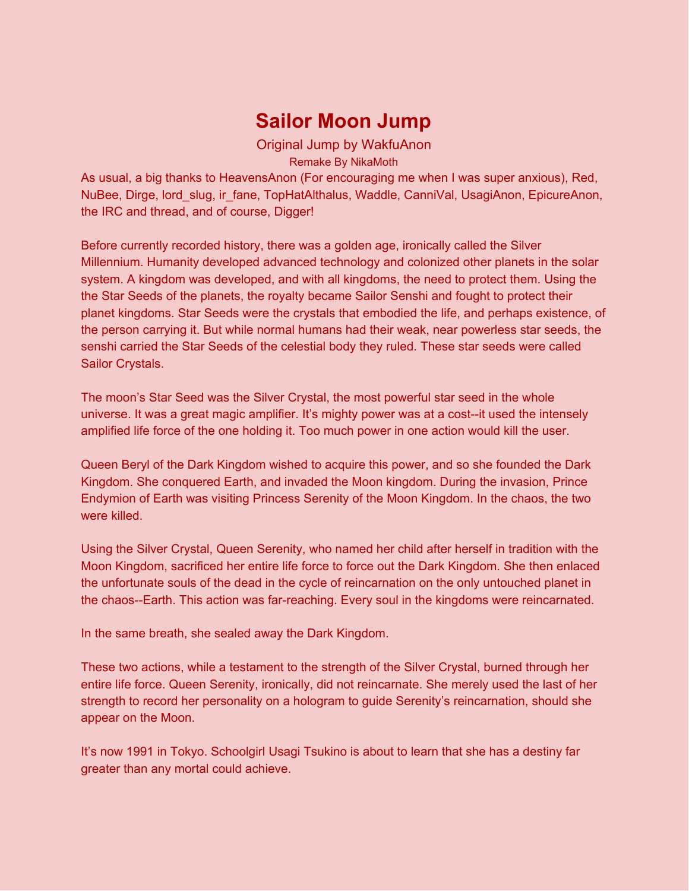# Sailor Moon Jump

Original Jump by WakfuAnon

Remake By NikaMoth

As usual, a big thanks to HeavensAnon (For encouraging me when I was super anxious), Red, NuBee, Dirge, lord_slug, ir_fane, TopHatAlthalus, Waddle, CanniVal, UsagiAnon, EpicureAnon, the IRC and thread, and of course, Digger!

Before currently recorded history, there was a golden age, ironically called the Silver Millennium. Humanity developed advanced technology and colonized other planets in the solar system. A kingdom was developed, and with all kingdoms, the need to protect them. Using the the Star Seeds of the planets, the royalty became Sailor Senshi and fought to protect their planet kingdoms. Star Seeds were the crystals that embodied the life, and perhaps existence, of the person carrying it. But while normal humans had their weak, near powerless star seeds, the senshi carried the Star Seeds of the celestial body they ruled. These star seeds were called Sailor Crystals.

The moon's Star Seed was the Silver Crystal, the most powerful star seed in the whole universe. It was a great magic amplifier. It's mighty power was at a cost--it used the intensely amplified life force of the one holding it. Too much power in one action would kill the user.

Queen Beryl of the Dark Kingdom wished to acquire this power, and so she founded the Dark Kingdom. She conquered Earth, and invaded the Moon kingdom. During the invasion, Prince Endymion of Earth was visiting Princess Serenity of the Moon Kingdom. In the chaos, the two were killed.

Using the Silver Crystal, Queen Serenity, who named her child after herself in tradition with the Moon Kingdom, sacrificed her entire life force to force out the Dark Kingdom. She then enlaced the unfortunate souls of the dead in the cycle of reincarnation on the only untouched planet in the chaos--Earth. This action was far-reaching. Every soul in the kingdoms were reincarnated.

In the same breath, she sealed away the Dark Kingdom.

These two actions, while a testament to the strength of the Silver Crystal, burned through her entire life force. Queen Serenity, ironically, did not reincarnate. She merely used the last of her strength to record her personality on a hologram to guide Serenity's reincarnation, should she appear on the Moon.

It's now 1991 in Tokyo. Schoolgirl Usagi Tsukino is about to learn that she has a destiny far greater than any mortal could achieve.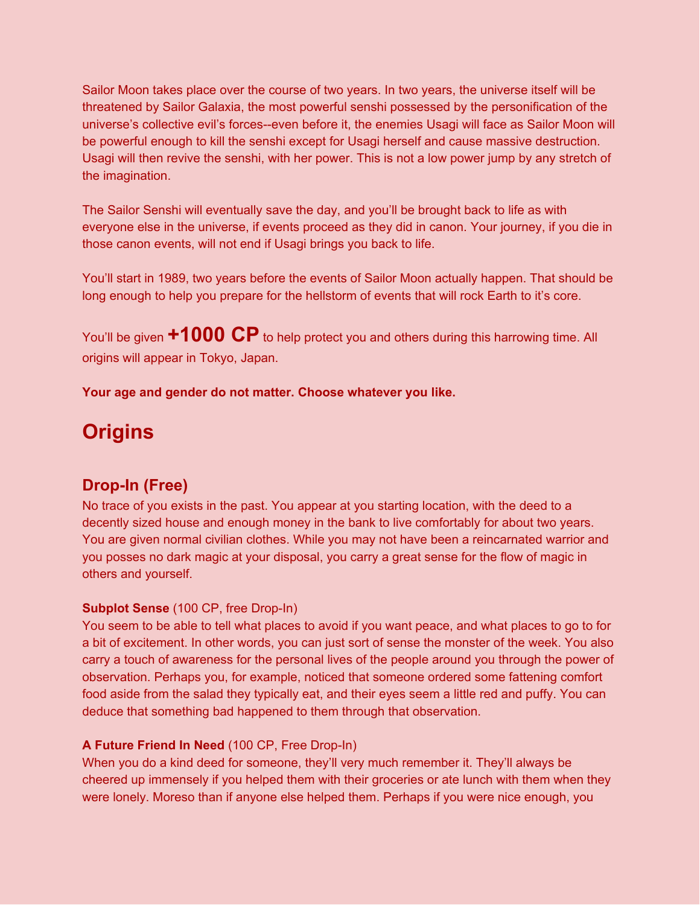Sailor Moon takes place over the course of two years. In two years, the universe itself will be threatened by Sailor Galaxia, the most powerful senshi possessed by the personification of the universe's collective evil's forces--even before it, the enemies Usagi will face as Sailor Moon will be powerful enough to kill the senshi except for Usagi herself and cause massive destruction. Usagi will then revive the senshi, with her power. This is not a low power jump by any stretch of the imagination.

The Sailor Senshi will eventually save the day, and you'll be brought back to life as with everyone else in the universe, if events proceed as they did in canon. Your journey, if you die in those canon events, will not end if Usagi brings you back to life.

You'll start in 1989, two years before the events of Sailor Moon actually happen. That should be long enough to help you prepare for the hellstorm of events that will rock Earth to it's core.

You'll be given **+1000 CP** to help protect you and others during this harrowing time. All origins will appear in Tokyo, Japan.

**Your age and gender do not matter. Choose whatever you like.**

# Origins

## Drop-In (Free)

No trace of you exists in the past. You appear at you starting location, with the deed to a decently sized house and enough money in the bank to live comfortably for about two years. You are given normal civilian clothes. While you may not have been a reincarnated warrior and you posses no dark magic at your disposal, you carry a great sense for the flow of magic in others and yourself.

**Subplot Sense** (100 CP, free Drop-In)
You seem to be able to tell what places to avoid if you want peace, and what places to go to for a bit of excitement. In other words, you can just sort of sense the monster of the week. You also carry a touch of awareness for the personal lives of the people around you through the power of observation. Perhaps you, for example, noticed that someone ordered some fattening comfort food aside from the salad they typically eat, and their eyes seem a little red and puffy. You can deduce that something bad happened to them through that observation.

**A Future Friend In Need** (100 CP, Free Drop-In)
When you do a kind deed for someone, they'll very much remember it. They'll always be cheered up immensely if you helped them with their groceries or ate lunch with them when they were lonely. Moreso than if anyone else helped them. Perhaps if you were nice enough, you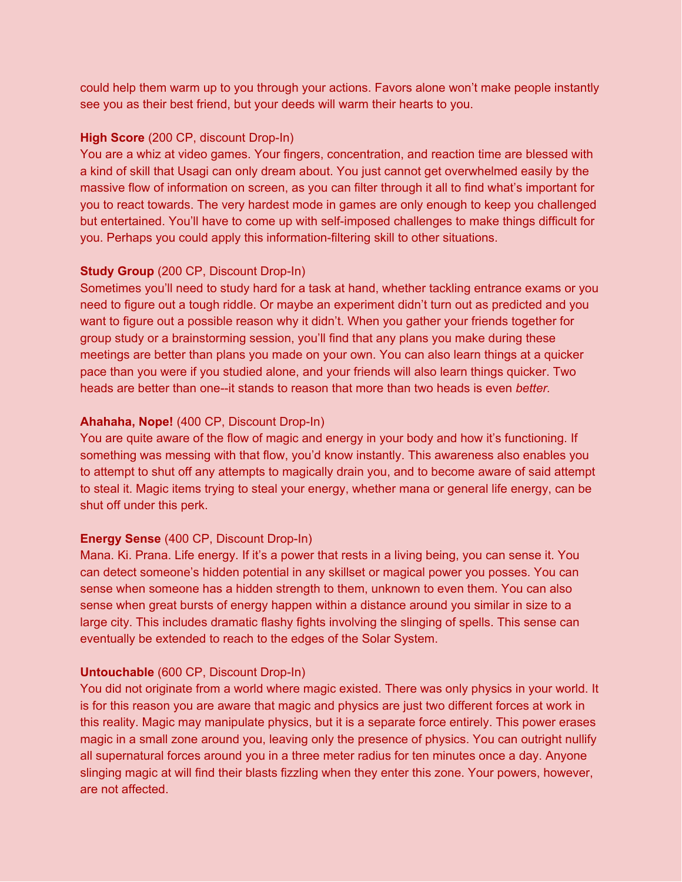could help them warm up to you through your actions. Favors alone won't make people instantly see you as their best friend, but your deeds will warm their hearts to you.

**High Score** (200 CP, discount Drop-In)
You are a whiz at video games. Your fingers, concentration, and reaction time are blessed with a kind of skill that Usagi can only dream about. You just cannot get overwhelmed easily by the massive flow of information on screen, as you can filter through it all to find what's important for you to react towards. The very hardest mode in games are only enough to keep you challenged but entertained. You'll have to come up with self-imposed challenges to make things difficult for you. Perhaps you could apply this information-filtering skill to other situations.

**Study Group** (200 CP, Discount Drop-In)
Sometimes you'll need to study hard for a task at hand, whether tackling entrance exams or you need to figure out a tough riddle. Or maybe an experiment didn't turn out as predicted and you want to figure out a possible reason why it didn't. When you gather your friends together for group study or a brainstorming session, you'll find that any plans you make during these meetings are better than plans you made on your own. You can also learn things at a quicker pace than you were if you studied alone, and your friends will also learn things quicker. Two heads are better than one--it stands to reason that more than two heads is even *better.*

**Ahahaha, Nope!** (400 CP, Discount Drop-In)
You are quite aware of the flow of magic and energy in your body and how it's functioning. If something was messing with that flow, you'd know instantly. This awareness also enables you to attempt to shut off any attempts to magically drain you, and to become aware of said attempt to steal it. Magic items trying to steal your energy, whether mana or general life energy, can be shut off under this perk.

**Energy Sense** (400 CP, Discount Drop-In)
Mana. Ki. Prana. Life energy. If it's a power that rests in a living being, you can sense it. You can detect someone's hidden potential in any skillset or magical power you posses. You can sense when someone has a hidden strength to them, unknown to even them. You can also sense when great bursts of energy happen within a distance around you similar in size to a large city. This includes dramatic flashy fights involving the slinging of spells. This sense can eventually be extended to reach to the edges of the Solar System.

**Untouchable** (600 CP, Discount Drop-In)
You did not originate from a world where magic existed. There was only physics in your world. It is for this reason you are aware that magic and physics are just two different forces at work in this reality. Magic may manipulate physics, but it is a separate force entirely. This power erases magic in a small zone around you, leaving only the presence of physics. You can outright nullify all supernatural forces around you in a three meter radius for ten minutes once a day. Anyone slinging magic at will find their blasts fizzling when they enter this zone. Your powers, however, are not affected.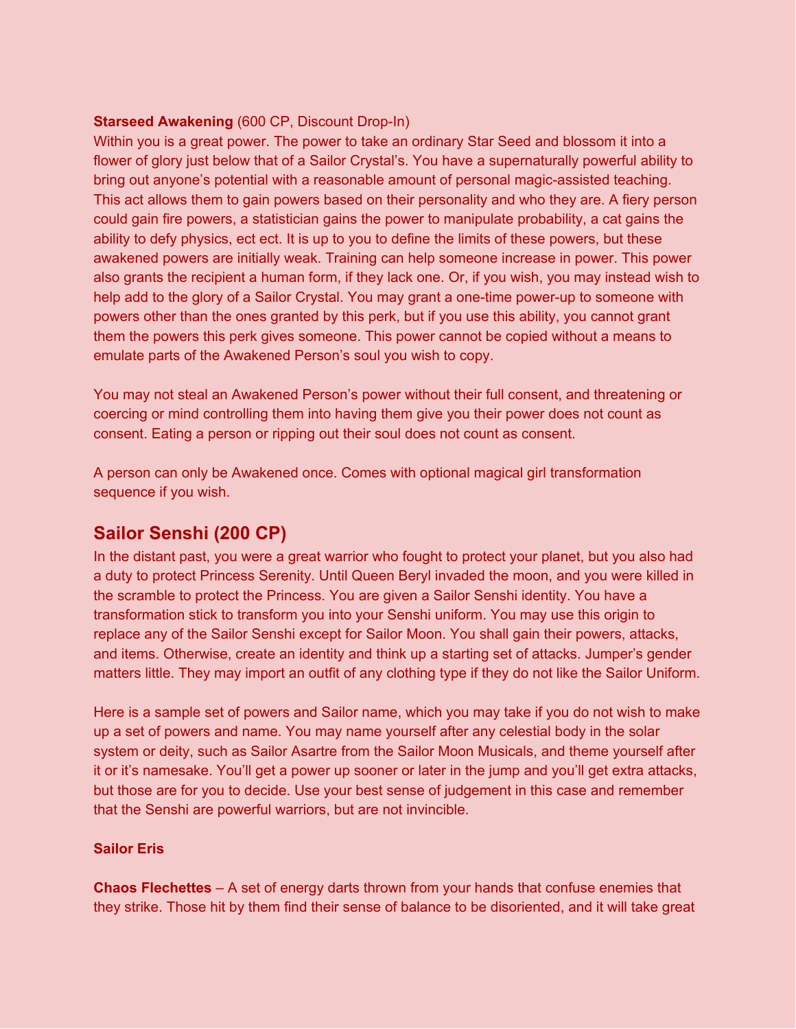**Starseed Awakening** (600 CP, Discount Drop-In)
Within you is a great power. The power to take an ordinary Star Seed and blossom it into a flower of glory just below that of a Sailor Crystal's. You have a supernaturally powerful ability to bring out anyone's potential with a reasonable amount of personal magic-assisted teaching. This act allows them to gain powers based on their personality and who they are. A fiery person could gain fire powers, a statistician gains the power to manipulate probability, a cat gains the ability to defy physics, ect ect. It is up to you to define the limits of these powers, but these awakened powers are initially weak. Training can help someone increase in power. This power also grants the recipient a human form, if they lack one. Or, if you wish, you may instead wish to help add to the glory of a Sailor Crystal. You may grant a one-time power-up to someone with powers other than the ones granted by this perk, but if you use this ability, you cannot grant them the powers this perk gives someone. This power cannot be copied without a means to emulate parts of the Awakened Person's soul you wish to copy.

You may not steal an Awakened Person's power without their full consent, and threatening or coercing or mind controlling them into having them give you their power does not count as consent. Eating a person or ripping out their soul does not count as consent.

A person can only be Awakened once. Comes with optional magical girl transformation sequence if you wish.

## Sailor Senshi (200 CP)

In the distant past, you were a great warrior who fought to protect your planet, but you also had a duty to protect Princess Serenity. Until Queen Beryl invaded the moon, and you were killed in the scramble to protect the Princess. You are given a Sailor Senshi identity. You have a transformation stick to transform you into your Senshi uniform. You may use this origin to replace any of the Sailor Senshi except for Sailor Moon. You shall gain their powers, attacks, and items. Otherwise, create an identity and think up a starting set of attacks. Jumper's gender matters little. They may import an outfit of any clothing type if they do not like the Sailor Uniform.

Here is a sample set of powers and Sailor name, which you may take if you do not wish to make up a set of powers and name. You may name yourself after any celestial body in the solar system or deity, such as Sailor Asartre from the Sailor Moon Musicals, and theme yourself after it or it's namesake. You'll get a power up sooner or later in the jump and you'll get extra attacks, but those are for you to decide. Use your best sense of judgement in this case and remember that the Senshi are powerful warriors, but are not invincible.

**Sailor Eris**

**Chaos Flechettes** – A set of energy darts thrown from your hands that confuse enemies that they strike. Those hit by them find their sense of balance to be disoriented, and it will take great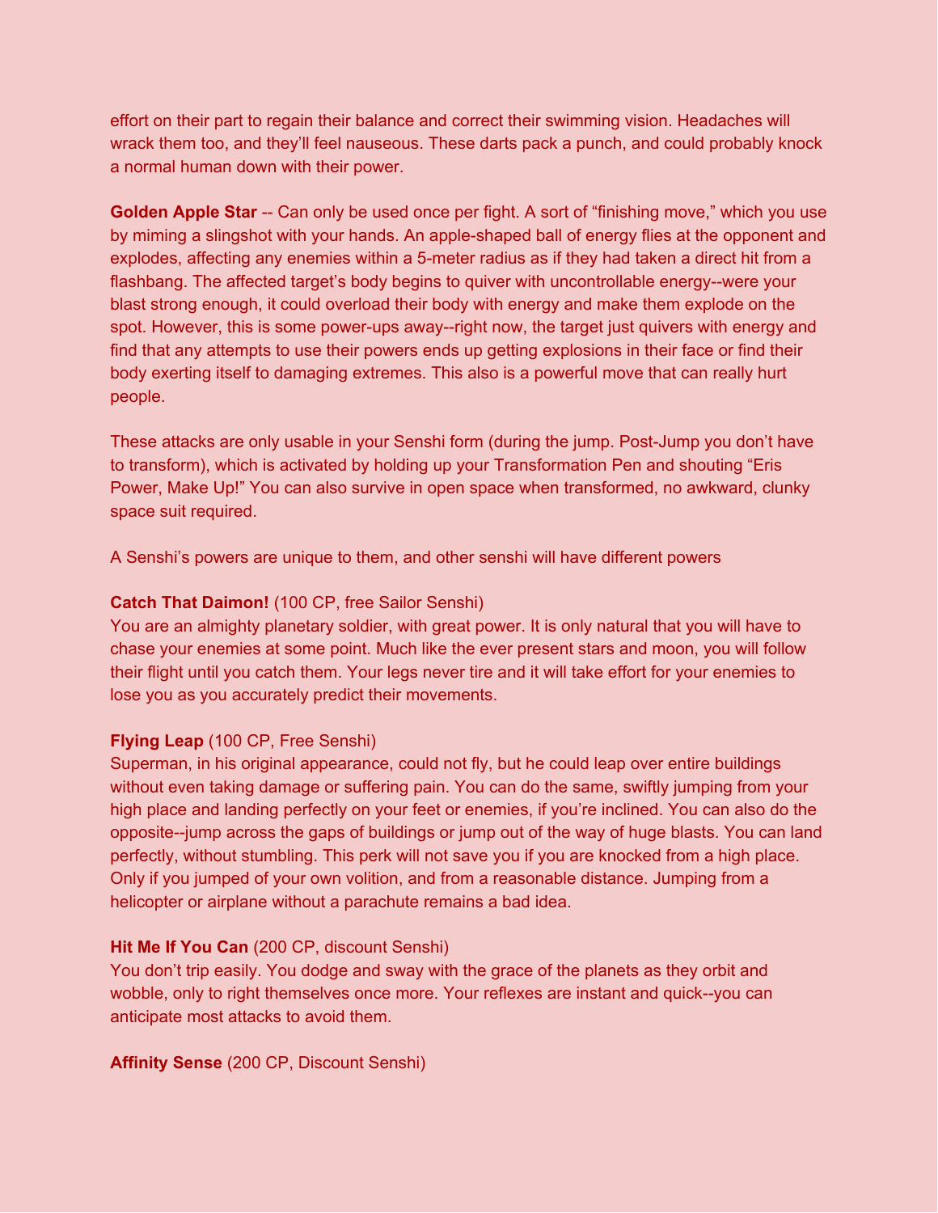effort on their part to regain their balance and correct their swimming vision. Headaches will wrack them too, and they'll feel nauseous. These darts pack a punch, and could probably knock a normal human down with their power.

**Golden Apple Star** -- Can only be used once per fight. A sort of "finishing move," which you use by miming a slingshot with your hands. An apple-shaped ball of energy flies at the opponent and explodes, affecting any enemies within a 5-meter radius as if they had taken a direct hit from a flashbang. The affected target's body begins to quiver with uncontrollable energy--were your blast strong enough, it could overload their body with energy and make them explode on the spot. However, this is some power-ups away--right now, the target just quivers with energy and find that any attempts to use their powers ends up getting explosions in their face or find their body exerting itself to damaging extremes. This also is a powerful move that can really hurt people.

These attacks are only usable in your Senshi form (during the jump. Post-Jump you don't have to transform), which is activated by holding up your Transformation Pen and shouting "Eris Power, Make Up!" You can also survive in open space when transformed, no awkward, clunky space suit required.

A Senshi's powers are unique to them, and other senshi will have different powers

**Catch That Daimon!** (100 CP, free Sailor Senshi)
You are an almighty planetary soldier, with great power. It is only natural that you will have to chase your enemies at some point. Much like the ever present stars and moon, you will follow their flight until you catch them. Your legs never tire and it will take effort for your enemies to lose you as you accurately predict their movements.

**Flying Leap** (100 CP, Free Senshi)
Superman, in his original appearance, could not fly, but he could leap over entire buildings without even taking damage or suffering pain. You can do the same, swiftly jumping from your high place and landing perfectly on your feet or enemies, if you're inclined. You can also do the opposite--jump across the gaps of buildings or jump out of the way of huge blasts. You can land perfectly, without stumbling. This perk will not save you if you are knocked from a high place. Only if you jumped of your own volition, and from a reasonable distance. Jumping from a helicopter or airplane without a parachute remains a bad idea.

**Hit Me If You Can** (200 CP, discount Senshi)
You don't trip easily. You dodge and sway with the grace of the planets as they orbit and wobble, only to right themselves once more. Your reflexes are instant and quick--you can anticipate most attacks to avoid them.

**Affinity Sense** (200 CP, Discount Senshi)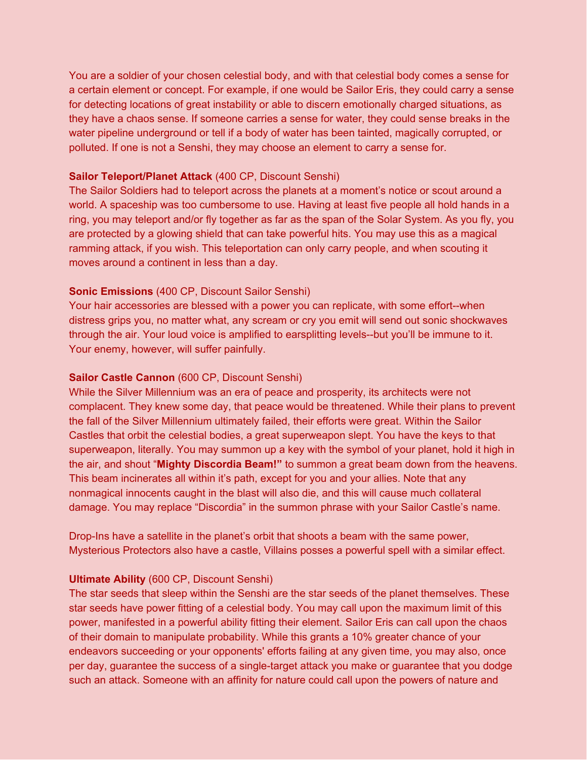You are a soldier of your chosen celestial body, and with that celestial body comes a sense for a certain element or concept. For example, if one would be Sailor Eris, they could carry a sense for detecting locations of great instability or able to discern emotionally charged situations, as they have a chaos sense. If someone carries a sense for water, they could sense breaks in the water pipeline underground or tell if a body of water has been tainted, magically corrupted, or polluted. If one is not a Senshi, they may choose an element to carry a sense for.

**Sailor Teleport/Planet Attack** (400 CP, Discount Senshi)
The Sailor Soldiers had to teleport across the planets at a moment's notice or scout around a world. A spaceship was too cumbersome to use. Having at least five people all hold hands in a ring, you may teleport and/or fly together as far as the span of the Solar System. As you fly, you are protected by a glowing shield that can take powerful hits. You may use this as a magical ramming attack, if you wish. This teleportation can only carry people, and when scouting it moves around a continent in less than a day.

**Sonic Emissions** (400 CP, Discount Sailor Senshi)
Your hair accessories are blessed with a power you can replicate, with some effort--when distress grips you, no matter what, any scream or cry you emit will send out sonic shockwaves through the air. Your loud voice is amplified to earsplitting levels--but you'll be immune to it. Your enemy, however, will suffer painfully.

**Sailor Castle Cannon** (600 CP, Discount Senshi)
While the Silver Millennium was an era of peace and prosperity, its architects were not complacent. They knew some day, that peace would be threatened. While their plans to prevent the fall of the Silver Millennium ultimately failed, their efforts were great. Within the Sailor Castles that orbit the celestial bodies, a great superweapon slept. You have the keys to that superweapon, literally. You may summon up a key with the symbol of your planet, hold it high in the air, and shout "**Mighty Discordia Beam!"** to summon a great beam down from the heavens. This beam incinerates all within it's path, except for you and your allies. Note that any nonmagical innocents caught in the blast will also die, and this will cause much collateral damage. You may replace "Discordia" in the summon phrase with your Sailor Castle's name.

Drop-Ins have a satellite in the planet's orbit that shoots a beam with the same power, Mysterious Protectors also have a castle, Villains posses a powerful spell with a similar effect.

**Ultimate Ability** (600 CP, Discount Senshi)
The star seeds that sleep within the Senshi are the star seeds of the planet themselves. These star seeds have power fitting of a celestial body. You may call upon the maximum limit of this power, manifested in a powerful ability fitting their element. Sailor Eris can call upon the chaos of their domain to manipulate probability. While this grants a 10% greater chance of your endeavors succeeding or your opponents' efforts failing at any given time, you may also, once per day, guarantee the success of a single-target attack you make or guarantee that you dodge such an attack. Someone with an affinity for nature could call upon the powers of nature and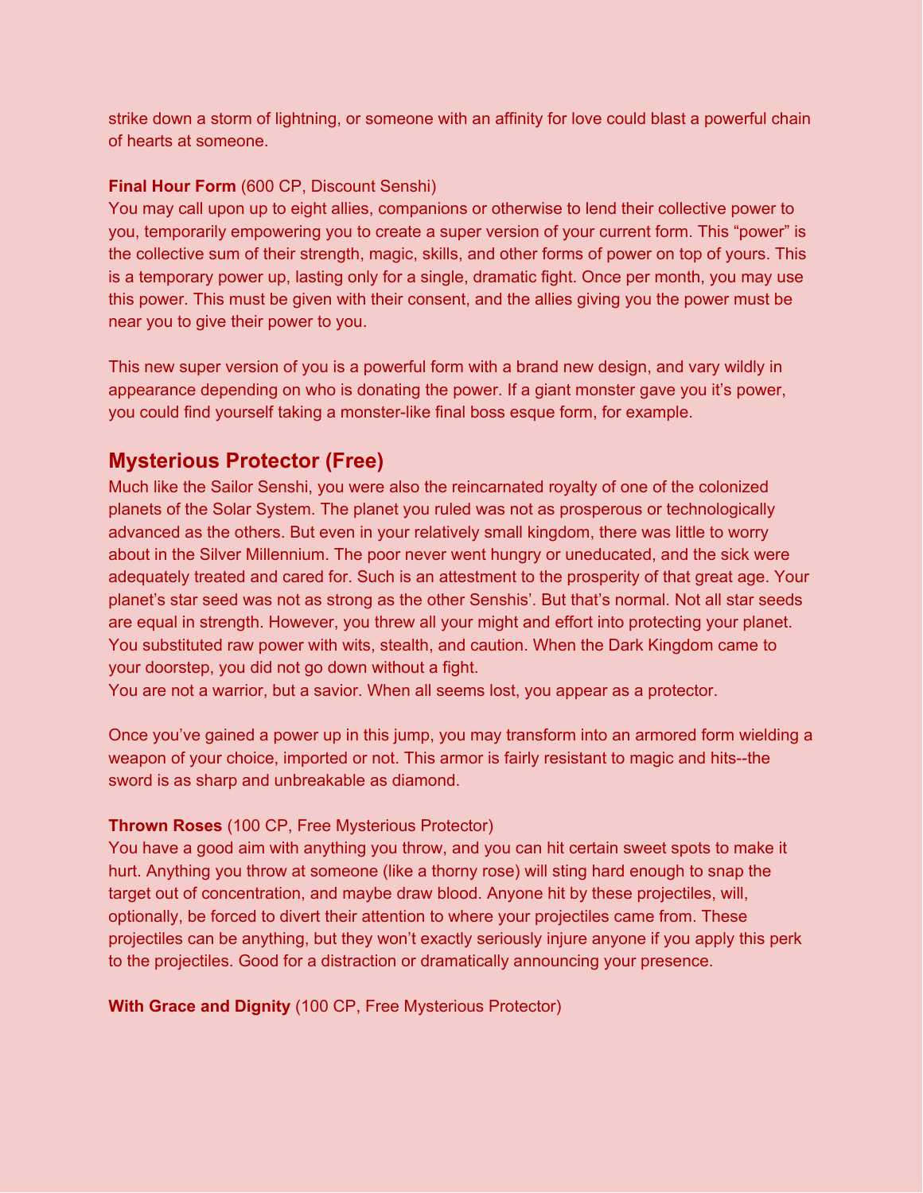strike down a storm of lightning, or someone with an affinity for love could blast a powerful chain of hearts at someone.

**Final Hour Form** (600 CP, Discount Senshi)
You may call upon up to eight allies, companions or otherwise to lend their collective power to you, temporarily empowering you to create a super version of your current form. This "power" is the collective sum of their strength, magic, skills, and other forms of power on top of yours. This is a temporary power up, lasting only for a single, dramatic fight. Once per month, you may use this power. This must be given with their consent, and the allies giving you the power must be near you to give their power to you.

This new super version of you is a powerful form with a brand new design, and vary wildly in appearance depending on who is donating the power. If a giant monster gave you it's power, you could find yourself taking a monster-like final boss esque form, for example.

## Mysterious Protector (Free)

Much like the Sailor Senshi, you were also the reincarnated royalty of one of the colonized planets of the Solar System. The planet you ruled was not as prosperous or technologically advanced as the others. But even in your relatively small kingdom, there was little to worry about in the Silver Millennium. The poor never went hungry or uneducated, and the sick were adequately treated and cared for. Such is an attestment to the prosperity of that great age. Your planet's star seed was not as strong as the other Senshis'. But that's normal. Not all star seeds are equal in strength. However, you threw all your might and effort into protecting your planet. You substituted raw power with wits, stealth, and caution. When the Dark Kingdom came to your doorstep, you did not go down without a fight.
You are not a warrior, but a savior. When all seems lost, you appear as a protector.

Once you've gained a power up in this jump, you may transform into an armored form wielding a weapon of your choice, imported or not. This armor is fairly resistant to magic and hits--the sword is as sharp and unbreakable as diamond.

**Thrown Roses** (100 CP, Free Mysterious Protector)
You have a good aim with anything you throw, and you can hit certain sweet spots to make it hurt. Anything you throw at someone (like a thorny rose) will sting hard enough to snap the target out of concentration, and maybe draw blood. Anyone hit by these projectiles, will, optionally, be forced to divert their attention to where your projectiles came from. These projectiles can be anything, but they won't exactly seriously injure anyone if you apply this perk to the projectiles. Good for a distraction or dramatically announcing your presence.

**With Grace and Dignity** (100 CP, Free Mysterious Protector)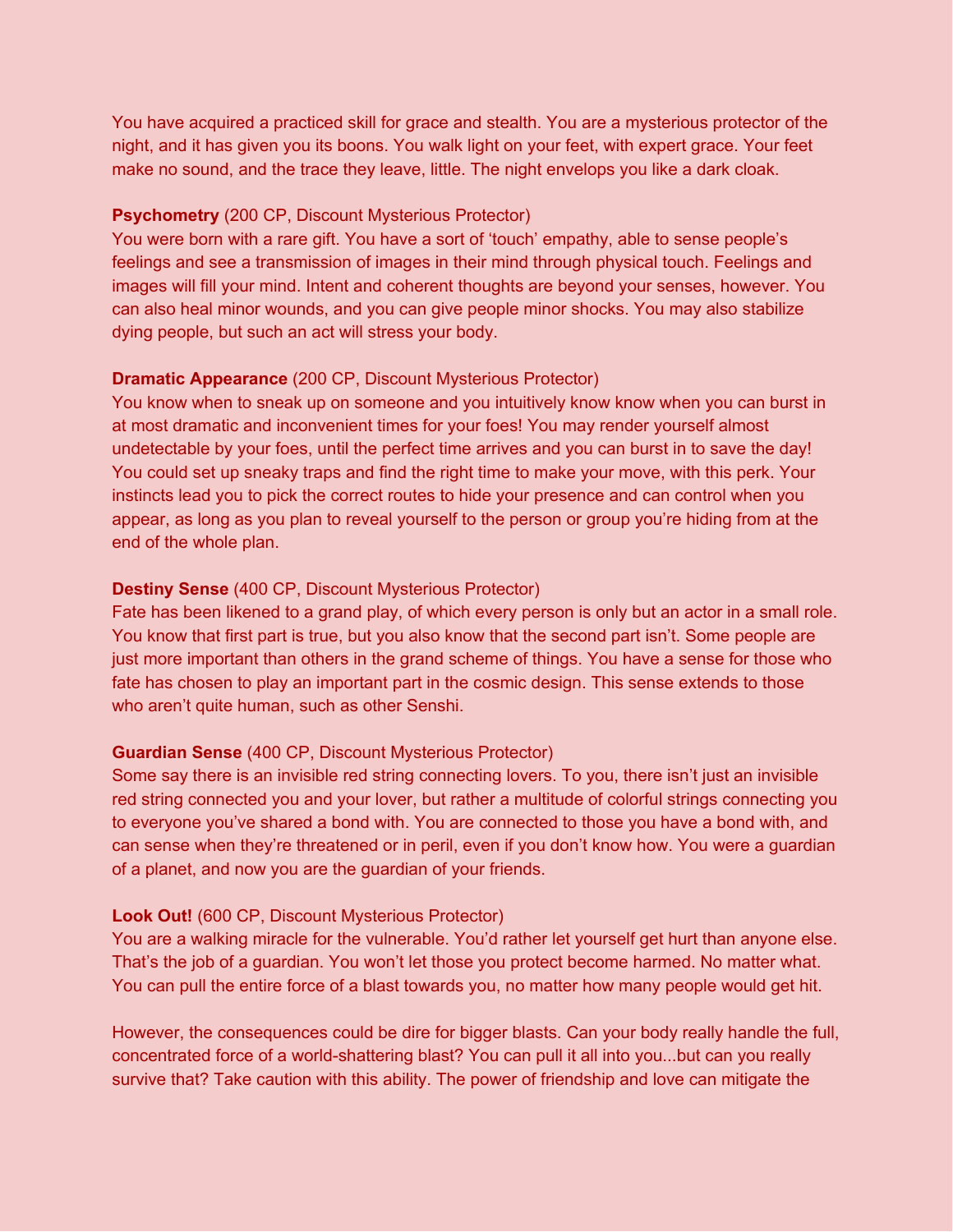You have acquired a practiced skill for grace and stealth. You are a mysterious protector of the night, and it has given you its boons. You walk light on your feet, with expert grace. Your feet make no sound, and the trace they leave, little. The night envelops you like a dark cloak.

**Psychometry** (200 CP, Discount Mysterious Protector)
You were born with a rare gift. You have a sort of 'touch' empathy, able to sense people's feelings and see a transmission of images in their mind through physical touch. Feelings and images will fill your mind. Intent and coherent thoughts are beyond your senses, however. You can also heal minor wounds, and you can give people minor shocks. You may also stabilize dying people, but such an act will stress your body.

**Dramatic Appearance** (200 CP, Discount Mysterious Protector)
You know when to sneak up on someone and you intuitively know know when you can burst in at most dramatic and inconvenient times for your foes! You may render yourself almost undetectable by your foes, until the perfect time arrives and you can burst in to save the day! You could set up sneaky traps and find the right time to make your move, with this perk. Your instincts lead you to pick the correct routes to hide your presence and can control when you appear, as long as you plan to reveal yourself to the person or group you're hiding from at the end of the whole plan.

**Destiny Sense** (400 CP, Discount Mysterious Protector)
Fate has been likened to a grand play, of which every person is only but an actor in a small role. You know that first part is true, but you also know that the second part isn't. Some people are just more important than others in the grand scheme of things. You have a sense for those who fate has chosen to play an important part in the cosmic design. This sense extends to those who aren't quite human, such as other Senshi.

**Guardian Sense** (400 CP, Discount Mysterious Protector)
Some say there is an invisible red string connecting lovers. To you, there isn't just an invisible red string connected you and your lover, but rather a multitude of colorful strings connecting you to everyone you've shared a bond with. You are connected to those you have a bond with, and can sense when they're threatened or in peril, even if you don't know how. You were a guardian of a planet, and now you are the guardian of your friends.

**Look Out!** (600 CP, Discount Mysterious Protector)
You are a walking miracle for the vulnerable. You'd rather let yourself get hurt than anyone else. That's the job of a guardian. You won't let those you protect become harmed. No matter what. You can pull the entire force of a blast towards you, no matter how many people would get hit.

However, the consequences could be dire for bigger blasts. Can your body really handle the full, concentrated force of a world-shattering blast? You can pull it all into you...but can you really survive that? Take caution with this ability. The power of friendship and love can mitigate the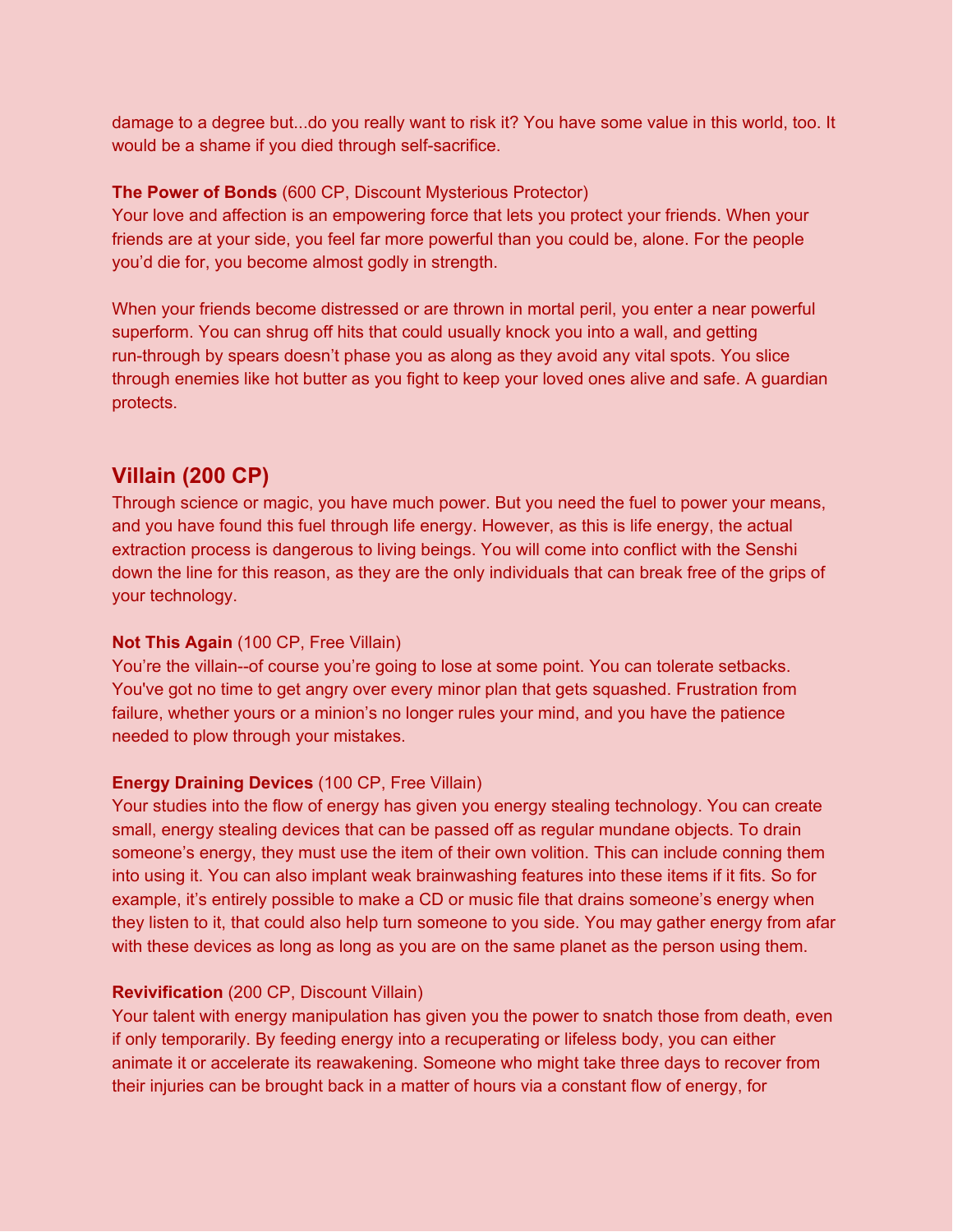damage to a degree but...do you really want to risk it? You have some value in this world, too. It would be a shame if you died through self-sacrifice.

**The Power of Bonds** (600 CP, Discount Mysterious Protector)
Your love and affection is an empowering force that lets you protect your friends. When your friends are at your side, you feel far more powerful than you could be, alone. For the people you'd die for, you become almost godly in strength.

When your friends become distressed or are thrown in mortal peril, you enter a near powerful superform. You can shrug off hits that could usually knock you into a wall, and getting run-through by spears doesn't phase you as along as they avoid any vital spots. You slice through enemies like hot butter as you fight to keep your loved ones alive and safe. A guardian protects.

## Villain (200 CP)

Through science or magic, you have much power. But you need the fuel to power your means, and you have found this fuel through life energy. However, as this is life energy, the actual extraction process is dangerous to living beings. You will come into conflict with the Senshi down the line for this reason, as they are the only individuals that can break free of the grips of your technology.

**Not This Again** (100 CP, Free Villain)
You're the villain--of course you're going to lose at some point. You can tolerate setbacks. You've got no time to get angry over every minor plan that gets squashed. Frustration from failure, whether yours or a minion's no longer rules your mind, and you have the patience needed to plow through your mistakes.

**Energy Draining Devices** (100 CP, Free Villain)
Your studies into the flow of energy has given you energy stealing technology. You can create small, energy stealing devices that can be passed off as regular mundane objects. To drain someone's energy, they must use the item of their own volition. This can include conning them into using it. You can also implant weak brainwashing features into these items if it fits. So for example, it's entirely possible to make a CD or music file that drains someone's energy when they listen to it, that could also help turn someone to you side. You may gather energy from afar with these devices as long as long as you are on the same planet as the person using them.

**Revivification** (200 CP, Discount Villain)
Your talent with energy manipulation has given you the power to snatch those from death, even if only temporarily. By feeding energy into a recuperating or lifeless body, you can either animate it or accelerate its reawakening. Someone who might take three days to recover from their injuries can be brought back in a matter of hours via a constant flow of energy, for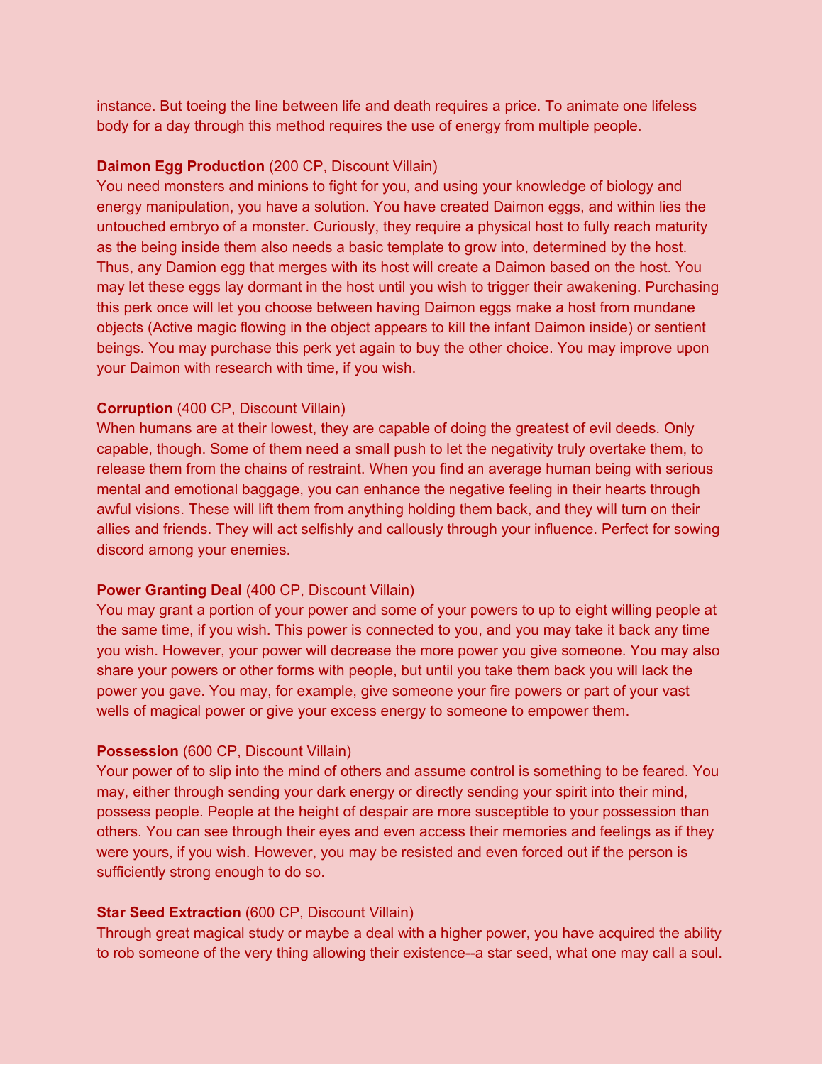instance. But toeing the line between life and death requires a price. To animate one lifeless body for a day through this method requires the use of energy from multiple people.

**Daimon Egg Production** (200 CP, Discount Villain)
You need monsters and minions to fight for you, and using your knowledge of biology and energy manipulation, you have a solution. You have created Daimon eggs, and within lies the untouched embryo of a monster. Curiously, they require a physical host to fully reach maturity as the being inside them also needs a basic template to grow into, determined by the host. Thus, any Damion egg that merges with its host will create a Daimon based on the host. You may let these eggs lay dormant in the host until you wish to trigger their awakening. Purchasing this perk once will let you choose between having Daimon eggs make a host from mundane objects (Active magic flowing in the object appears to kill the infant Daimon inside) or sentient beings. You may purchase this perk yet again to buy the other choice. You may improve upon your Daimon with research with time, if you wish.

**Corruption** (400 CP, Discount Villain)
When humans are at their lowest, they are capable of doing the greatest of evil deeds. Only capable, though. Some of them need a small push to let the negativity truly overtake them, to release them from the chains of restraint. When you find an average human being with serious mental and emotional baggage, you can enhance the negative feeling in their hearts through awful visions. These will lift them from anything holding them back, and they will turn on their allies and friends. They will act selfishly and callously through your influence. Perfect for sowing discord among your enemies.

**Power Granting Deal** (400 CP, Discount Villain)
You may grant a portion of your power and some of your powers to up to eight willing people at the same time, if you wish. This power is connected to you, and you may take it back any time you wish. However, your power will decrease the more power you give someone. You may also share your powers or other forms with people, but until you take them back you will lack the power you gave. You may, for example, give someone your fire powers or part of your vast wells of magical power or give your excess energy to someone to empower them.

**Possession** (600 CP, Discount Villain)
Your power of to slip into the mind of others and assume control is something to be feared. You may, either through sending your dark energy or directly sending your spirit into their mind, possess people. People at the height of despair are more susceptible to your possession than others. You can see through their eyes and even access their memories and feelings as if they were yours, if you wish. However, you may be resisted and even forced out if the person is sufficiently strong enough to do so.

**Star Seed Extraction** (600 CP, Discount Villain)
Through great magical study or maybe a deal with a higher power, you have acquired the ability to rob someone of the very thing allowing their existence--a star seed, what one may call a soul.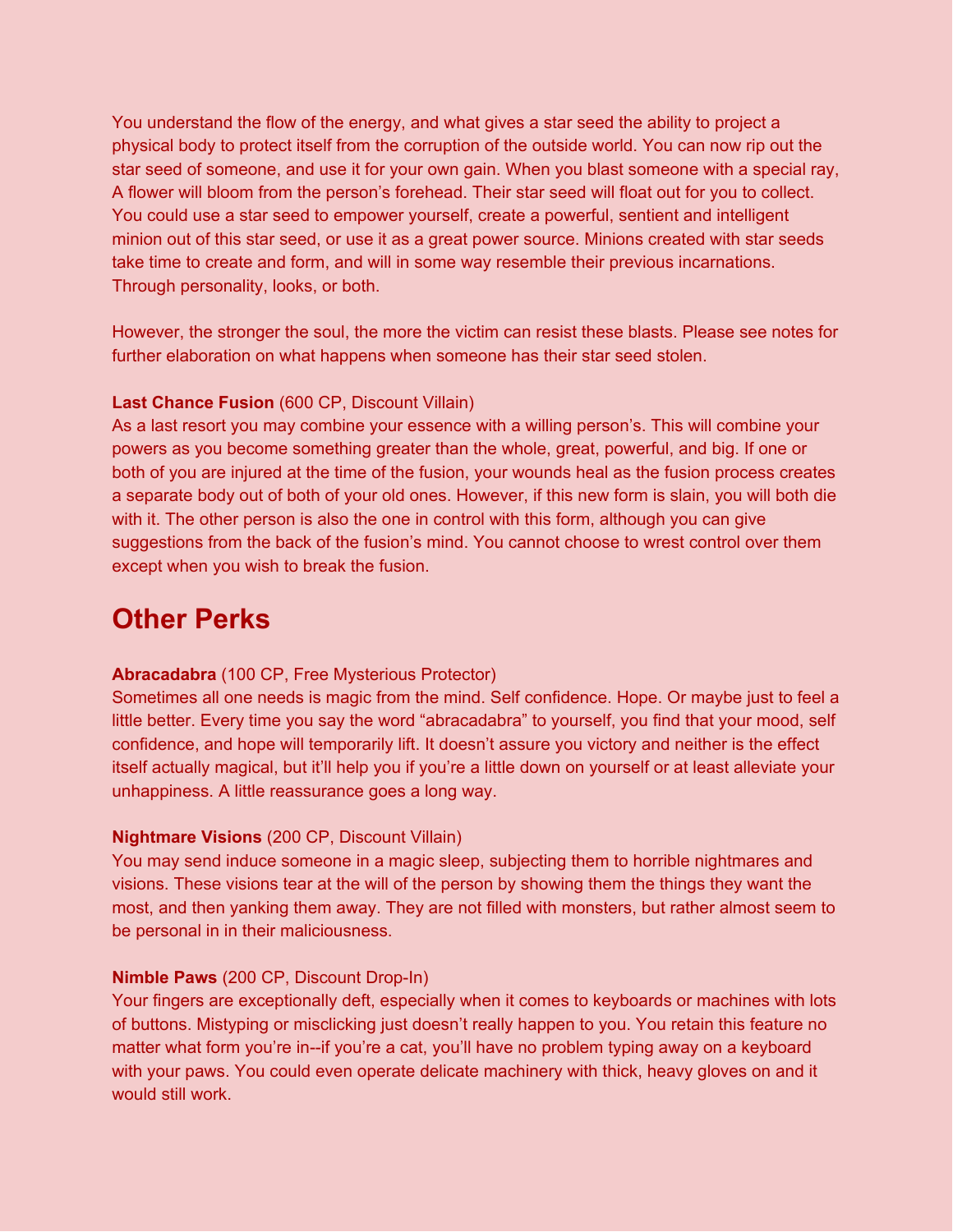You understand the flow of the energy, and what gives a star seed the ability to project a physical body to protect itself from the corruption of the outside world. You can now rip out the star seed of someone, and use it for your own gain. When you blast someone with a special ray, A flower will bloom from the person's forehead. Their star seed will float out for you to collect. You could use a star seed to empower yourself, create a powerful, sentient and intelligent minion out of this star seed, or use it as a great power source. Minions created with star seeds take time to create and form, and will in some way resemble their previous incarnations. Through personality, looks, or both.

However, the stronger the soul, the more the victim can resist these blasts. Please see notes for further elaboration on what happens when someone has their star seed stolen.

**Last Chance Fusion** (600 CP, Discount Villain)
As a last resort you may combine your essence with a willing person's. This will combine your powers as you become something greater than the whole, great, powerful, and big. If one or both of you are injured at the time of the fusion, your wounds heal as the fusion process creates a separate body out of both of your old ones. However, if this new form is slain, you will both die with it. The other person is also the one in control with this form, although you can give suggestions from the back of the fusion's mind. You cannot choose to wrest control over them except when you wish to break the fusion.

## Other Perks

**Abracadabra** (100 CP, Free Mysterious Protector)
Sometimes all one needs is magic from the mind. Self confidence. Hope. Or maybe just to feel a little better. Every time you say the word "abracadabra" to yourself, you find that your mood, self confidence, and hope will temporarily lift. It doesn't assure you victory and neither is the effect itself actually magical, but it'll help you if you're a little down on yourself or at least alleviate your unhappiness. A little reassurance goes a long way.

**Nightmare Visions** (200 CP, Discount Villain)
You may send induce someone in a magic sleep, subjecting them to horrible nightmares and visions. These visions tear at the will of the person by showing them the things they want the most, and then yanking them away. They are not filled with monsters, but rather almost seem to be personal in in their maliciousness.

**Nimble Paws** (200 CP, Discount Drop-In)
Your fingers are exceptionally deft, especially when it comes to keyboards or machines with lots of buttons. Mistyping or misclicking just doesn't really happen to you. You retain this feature no matter what form you're in--if you're a cat, you'll have no problem typing away on a keyboard with your paws. You could even operate delicate machinery with thick, heavy gloves on and it would still work.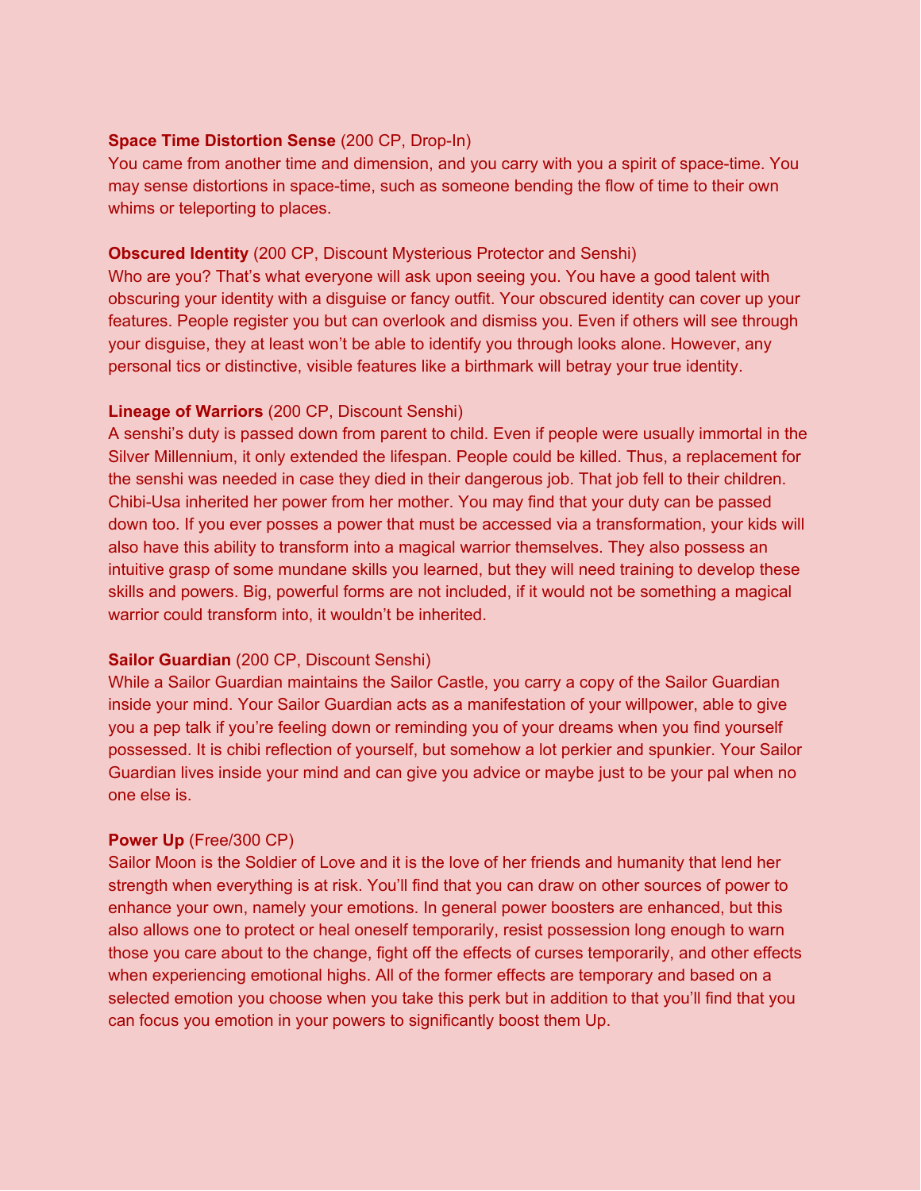**Space Time Distortion Sense** (200 CP, Drop-In)
You came from another time and dimension, and you carry with you a spirit of space-time. You may sense distortions in space-time, such as someone bending the flow of time to their own whims or teleporting to places.

**Obscured Identity** (200 CP, Discount Mysterious Protector and Senshi)
Who are you? That's what everyone will ask upon seeing you. You have a good talent with obscuring your identity with a disguise or fancy outfit. Your obscured identity can cover up your features. People register you but can overlook and dismiss you. Even if others will see through your disguise, they at least won't be able to identify you through looks alone. However, any personal tics or distinctive, visible features like a birthmark will betray your true identity.

**Lineage of Warriors** (200 CP, Discount Senshi)
A senshi's duty is passed down from parent to child. Even if people were usually immortal in the Silver Millennium, it only extended the lifespan. People could be killed. Thus, a replacement for the senshi was needed in case they died in their dangerous job. That job fell to their children. Chibi-Usa inherited her power from her mother. You may find that your duty can be passed down too. If you ever posses a power that must be accessed via a transformation, your kids will also have this ability to transform into a magical warrior themselves. They also possess an intuitive grasp of some mundane skills you learned, but they will need training to develop these skills and powers. Big, powerful forms are not included, if it would not be something a magical warrior could transform into, it wouldn't be inherited.

**Sailor Guardian** (200 CP, Discount Senshi)
While a Sailor Guardian maintains the Sailor Castle, you carry a copy of the Sailor Guardian inside your mind. Your Sailor Guardian acts as a manifestation of your willpower, able to give you a pep talk if you're feeling down or reminding you of your dreams when you find yourself possessed. It is chibi reflection of yourself, but somehow a lot perkier and spunkier. Your Sailor Guardian lives inside your mind and can give you advice or maybe just to be your pal when no one else is.

**Power Up** (Free/300 CP)
Sailor Moon is the Soldier of Love and it is the love of her friends and humanity that lend her strength when everything is at risk. You'll find that you can draw on other sources of power to enhance your own, namely your emotions. In general power boosters are enhanced, but this also allows one to protect or heal oneself temporarily, resist possession long enough to warn those you care about to the change, fight off the effects of curses temporarily, and other effects when experiencing emotional highs. All of the former effects are temporary and based on a selected emotion you choose when you take this perk but in addition to that you'll find that you can focus you emotion in your powers to significantly boost them Up.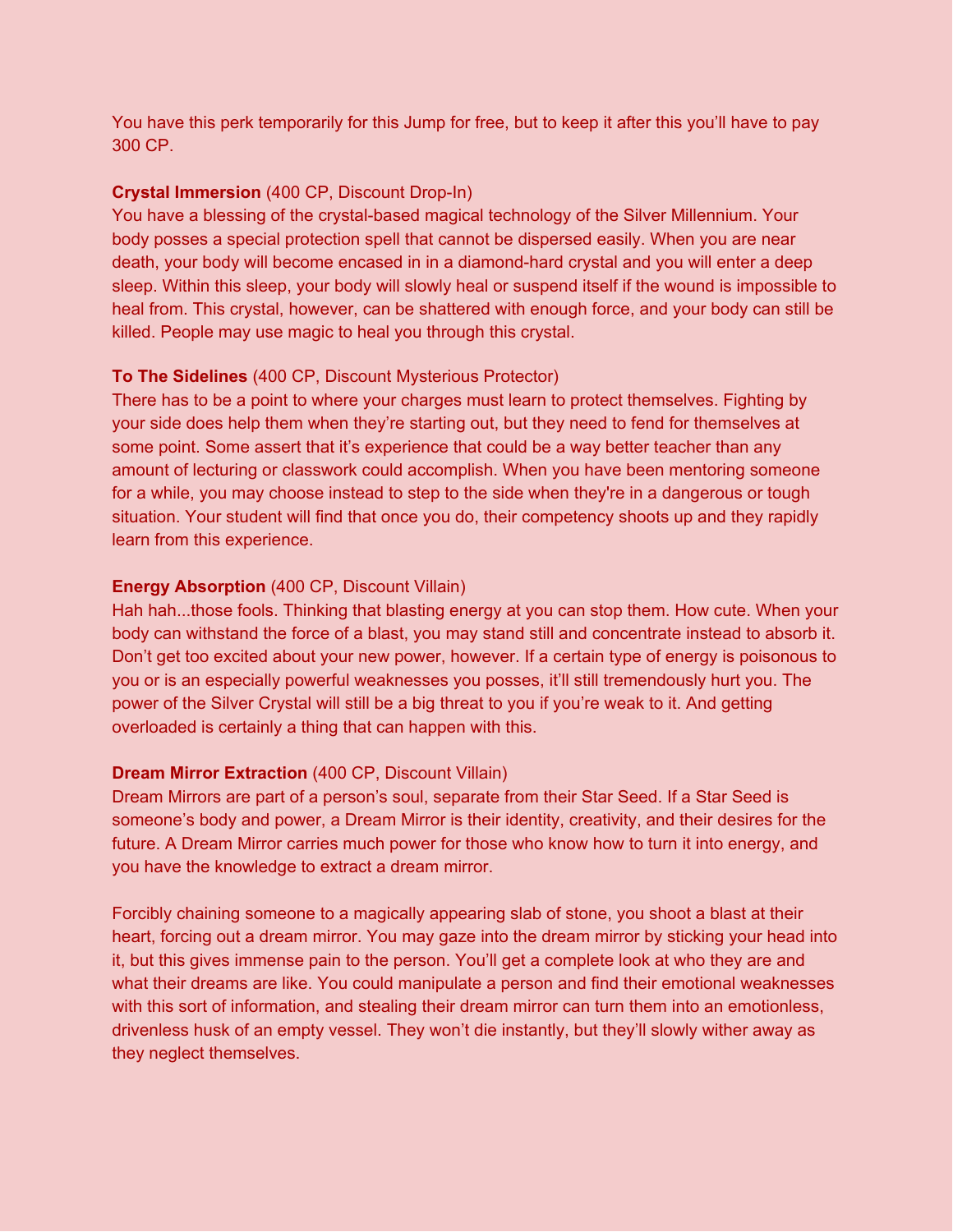You have this perk temporarily for this Jump for free, but to keep it after this you'll have to pay 300 CP.

**Crystal Immersion** (400 CP, Discount Drop-In)
You have a blessing of the crystal-based magical technology of the Silver Millennium. Your body posses a special protection spell that cannot be dispersed easily. When you are near death, your body will become encased in in a diamond-hard crystal and you will enter a deep sleep. Within this sleep, your body will slowly heal or suspend itself if the wound is impossible to heal from. This crystal, however, can be shattered with enough force, and your body can still be killed. People may use magic to heal you through this crystal.

**To The Sidelines** (400 CP, Discount Mysterious Protector)
There has to be a point to where your charges must learn to protect themselves. Fighting by your side does help them when they're starting out, but they need to fend for themselves at some point. Some assert that it's experience that could be a way better teacher than any amount of lecturing or classwork could accomplish. When you have been mentoring someone for a while, you may choose instead to step to the side when they're in a dangerous or tough situation. Your student will find that once you do, their competency shoots up and they rapidly learn from this experience.

**Energy Absorption** (400 CP, Discount Villain)
Hah hah...those fools. Thinking that blasting energy at you can stop them. How cute. When your body can withstand the force of a blast, you may stand still and concentrate instead to absorb it. Don't get too excited about your new power, however. If a certain type of energy is poisonous to you or is an especially powerful weaknesses you posses, it'll still tremendously hurt you. The power of the Silver Crystal will still be a big threat to you if you're weak to it. And getting overloaded is certainly a thing that can happen with this.

**Dream Mirror Extraction** (400 CP, Discount Villain)
Dream Mirrors are part of a person's soul, separate from their Star Seed. If a Star Seed is someone's body and power, a Dream Mirror is their identity, creativity, and their desires for the future. A Dream Mirror carries much power for those who know how to turn it into energy, and you have the knowledge to extract a dream mirror.

Forcibly chaining someone to a magically appearing slab of stone, you shoot a blast at their heart, forcing out a dream mirror. You may gaze into the dream mirror by sticking your head into it, but this gives immense pain to the person. You'll get a complete look at who they are and what their dreams are like. You could manipulate a person and find their emotional weaknesses with this sort of information, and stealing their dream mirror can turn them into an emotionless, drivenless husk of an empty vessel. They won't die instantly, but they'll slowly wither away as they neglect themselves.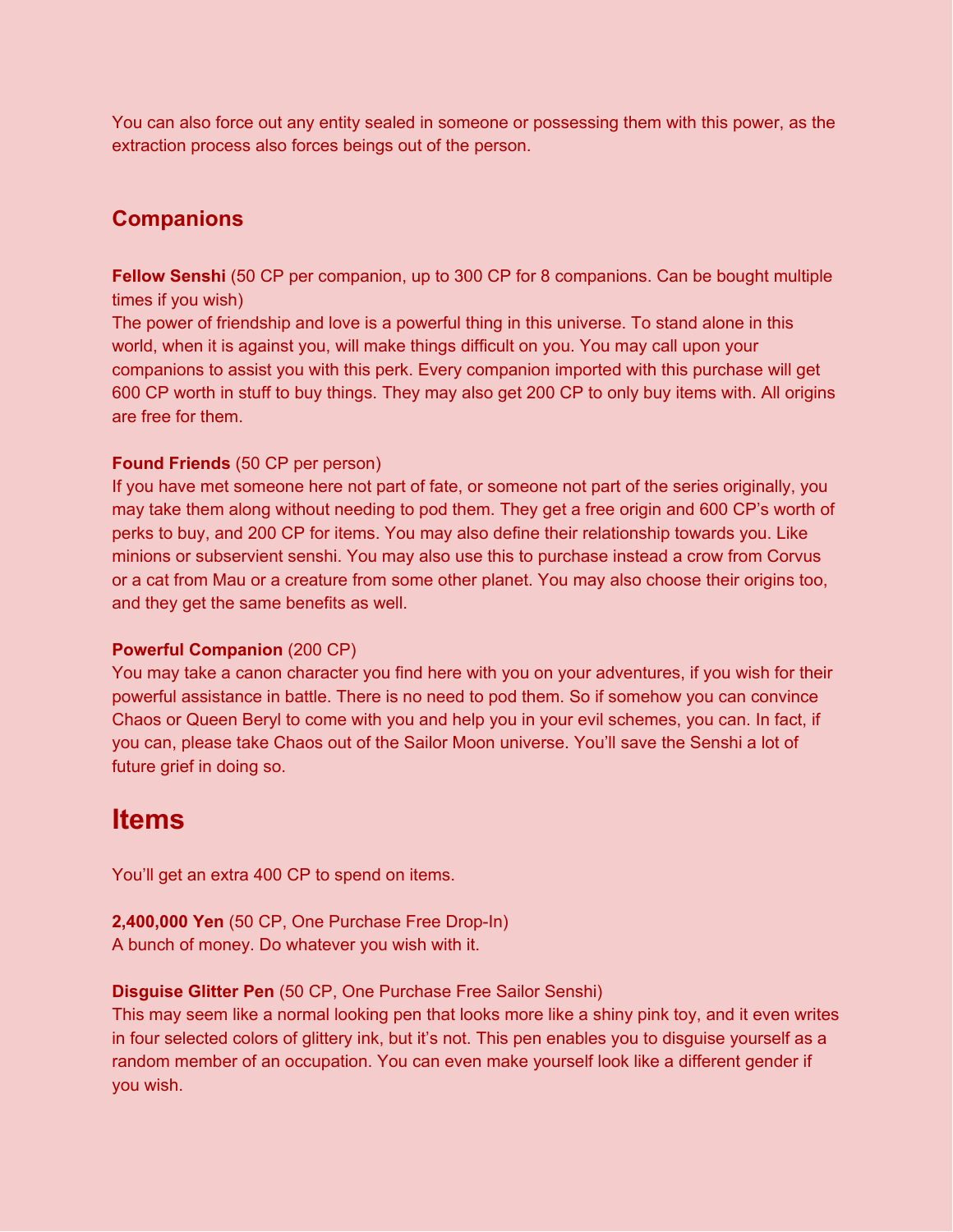You can also force out any entity sealed in someone or possessing them with this power, as the extraction process also forces beings out of the person.

## Companions

**Fellow Senshi** (50 CP per companion, up to 300 CP for 8 companions. Can be bought multiple times if you wish)
The power of friendship and love is a powerful thing in this universe. To stand alone in this world, when it is against you, will make things difficult on you. You may call upon your companions to assist you with this perk. Every companion imported with this purchase will get 600 CP worth in stuff to buy things. They may also get 200 CP to only buy items with. All origins are free for them.

**Found Friends** (50 CP per person)
If you have met someone here not part of fate, or someone not part of the series originally, you may take them along without needing to pod them. They get a free origin and 600 CP's worth of perks to buy, and 200 CP for items. You may also define their relationship towards you. Like minions or subservient senshi. You may also use this to purchase instead a crow from Corvus or a cat from Mau or a creature from some other planet. You may also choose their origins too, and they get the same benefits as well.

**Powerful Companion** (200 CP)
You may take a canon character you find here with you on your adventures, if you wish for their powerful assistance in battle. There is no need to pod them. So if somehow you can convince Chaos or Queen Beryl to come with you and help you in your evil schemes, you can. In fact, if you can, please take Chaos out of the Sailor Moon universe. You'll save the Senshi a lot of future grief in doing so.

# Items

You'll get an extra 400 CP to spend on items.

**2,400,000 Yen** (50 CP, One Purchase Free Drop-In)
A bunch of money. Do whatever you wish with it.

**Disguise Glitter Pen** (50 CP, One Purchase Free Sailor Senshi)
This may seem like a normal looking pen that looks more like a shiny pink toy, and it even writes in four selected colors of glittery ink, but it's not. This pen enables you to disguise yourself as a random member of an occupation. You can even make yourself look like a different gender if you wish.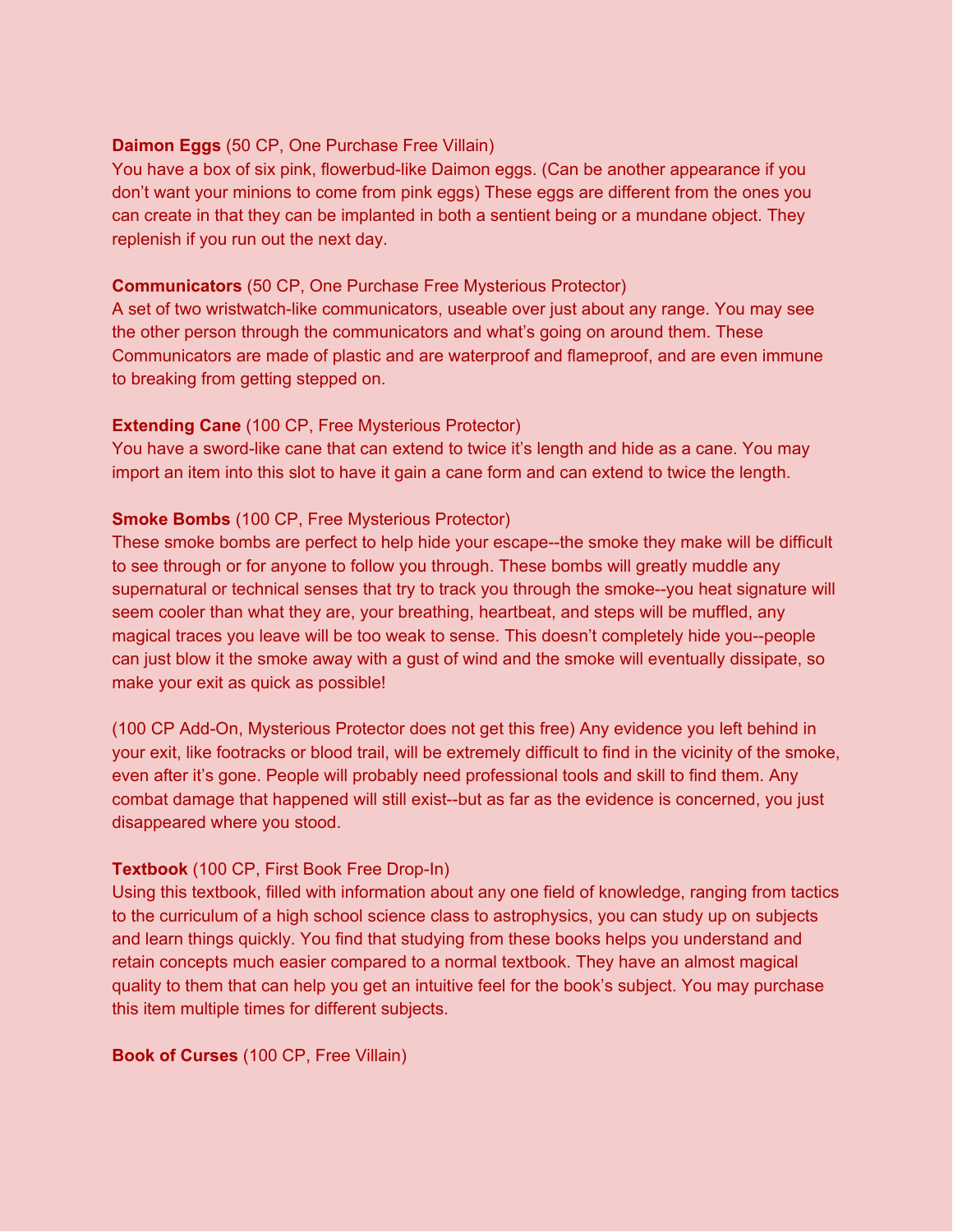**Daimon Eggs** (50 CP, One Purchase Free Villain)
You have a box of six pink, flowerbud-like Daimon eggs. (Can be another appearance if you don't want your minions to come from pink eggs) These eggs are different from the ones you can create in that they can be implanted in both a sentient being or a mundane object. They replenish if you run out the next day.

**Communicators** (50 CP, One Purchase Free Mysterious Protector)
A set of two wristwatch-like communicators, useable over just about any range. You may see the other person through the communicators and what's going on around them. These Communicators are made of plastic and are waterproof and flameproof, and are even immune to breaking from getting stepped on.

**Extending Cane** (100 CP, Free Mysterious Protector)
You have a sword-like cane that can extend to twice it's length and hide as a cane. You may import an item into this slot to have it gain a cane form and can extend to twice the length.

**Smoke Bombs** (100 CP, Free Mysterious Protector)
These smoke bombs are perfect to help hide your escape--the smoke they make will be difficult to see through or for anyone to follow you through. These bombs will greatly muddle any supernatural or technical senses that try to track you through the smoke--you heat signature will seem cooler than what they are, your breathing, heartbeat, and steps will be muffled, any magical traces you leave will be too weak to sense. This doesn't completely hide you--people can just blow it the smoke away with a gust of wind and the smoke will eventually dissipate, so make your exit as quick as possible!

(100 CP Add-On, Mysterious Protector does not get this free) Any evidence you left behind in your exit, like footracks or blood trail, will be extremely difficult to find in the vicinity of the smoke, even after it's gone. People will probably need professional tools and skill to find them. Any combat damage that happened will still exist--but as far as the evidence is concerned, you just disappeared where you stood.

**Textbook** (100 CP, First Book Free Drop-In)
Using this textbook, filled with information about any one field of knowledge, ranging from tactics to the curriculum of a high school science class to astrophysics, you can study up on subjects and learn things quickly. You find that studying from these books helps you understand and retain concepts much easier compared to a normal textbook. They have an almost magical quality to them that can help you get an intuitive feel for the book's subject. You may purchase this item multiple times for different subjects.

**Book of Curses** (100 CP, Free Villain)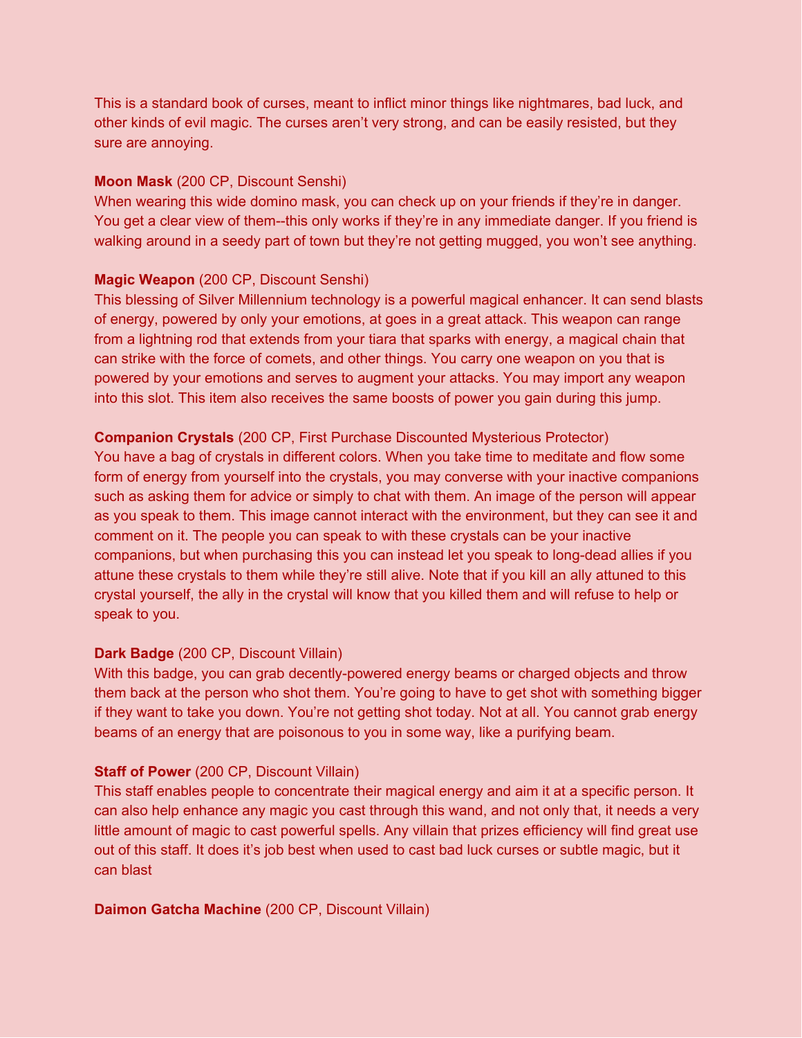This is a standard book of curses, meant to inflict minor things like nightmares, bad luck, and other kinds of evil magic. The curses aren't very strong, and can be easily resisted, but they sure are annoying.

**Moon Mask** (200 CP, Discount Senshi)
When wearing this wide domino mask, you can check up on your friends if they're in danger. You get a clear view of them--this only works if they're in any immediate danger. If you friend is walking around in a seedy part of town but they're not getting mugged, you won't see anything.

**Magic Weapon** (200 CP, Discount Senshi)
This blessing of Silver Millennium technology is a powerful magical enhancer. It can send blasts of energy, powered by only your emotions, at goes in a great attack. This weapon can range from a lightning rod that extends from your tiara that sparks with energy, a magical chain that can strike with the force of comets, and other things. You carry one weapon on you that is powered by your emotions and serves to augment your attacks. You may import any weapon into this slot. This item also receives the same boosts of power you gain during this jump.

**Companion Crystals** (200 CP, First Purchase Discounted Mysterious Protector)
You have a bag of crystals in different colors. When you take time to meditate and flow some form of energy from yourself into the crystals, you may converse with your inactive companions such as asking them for advice or simply to chat with them. An image of the person will appear as you speak to them. This image cannot interact with the environment, but they can see it and comment on it. The people you can speak to with these crystals can be your inactive companions, but when purchasing this you can instead let you speak to long-dead allies if you attune these crystals to them while they're still alive. Note that if you kill an ally attuned to this crystal yourself, the ally in the crystal will know that you killed them and will refuse to help or speak to you.

**Dark Badge** (200 CP, Discount Villain)
With this badge, you can grab decently-powered energy beams or charged objects and throw them back at the person who shot them. You're going to have to get shot with something bigger if they want to take you down. You're not getting shot today. Not at all. You cannot grab energy beams of an energy that are poisonous to you in some way, like a purifying beam.

**Staff of Power** (200 CP, Discount Villain)
This staff enables people to concentrate their magical energy and aim it at a specific person. It can also help enhance any magic you cast through this wand, and not only that, it needs a very little amount of magic to cast powerful spells. Any villain that prizes efficiency will find great use out of this staff. It does it's job best when used to cast bad luck curses or subtle magic, but it can blast

**Daimon Gatcha Machine** (200 CP, Discount Villain)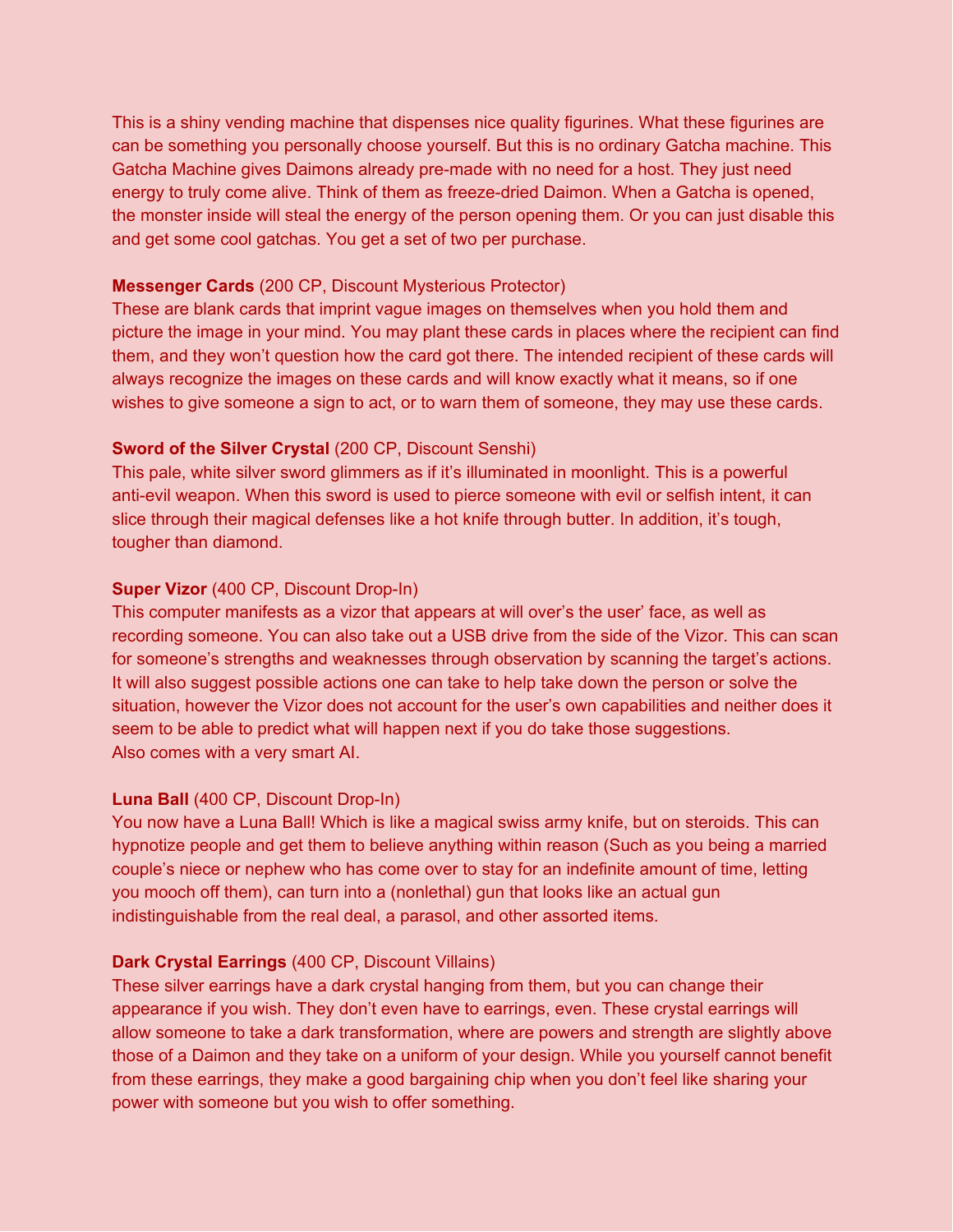This is a shiny vending machine that dispenses nice quality figurines. What these figurines are can be something you personally choose yourself. But this is no ordinary Gatcha machine. This Gatcha Machine gives Daimons already pre-made with no need for a host. They just need energy to truly come alive. Think of them as freeze-dried Daimon. When a Gatcha is opened, the monster inside will steal the energy of the person opening them. Or you can just disable this and get some cool gatchas. You get a set of two per purchase.

**Messenger Cards** (200 CP, Discount Mysterious Protector)
These are blank cards that imprint vague images on themselves when you hold them and picture the image in your mind. You may plant these cards in places where the recipient can find them, and they won't question how the card got there. The intended recipient of these cards will always recognize the images on these cards and will know exactly what it means, so if one wishes to give someone a sign to act, or to warn them of someone, they may use these cards.

**Sword of the Silver Crystal** (200 CP, Discount Senshi)
This pale, white silver sword glimmers as if it's illuminated in moonlight. This is a powerful anti-evil weapon. When this sword is used to pierce someone with evil or selfish intent, it can slice through their magical defenses like a hot knife through butter. In addition, it's tough, tougher than diamond.

**Super Vizor** (400 CP, Discount Drop-In)
This computer manifests as a vizor that appears at will over's the user' face, as well as recording someone. You can also take out a USB drive from the side of the Vizor. This can scan for someone's strengths and weaknesses through observation by scanning the target's actions. It will also suggest possible actions one can take to help take down the person or solve the situation, however the Vizor does not account for the user's own capabilities and neither does it seem to be able to predict what will happen next if you do take those suggestions.
Also comes with a very smart AI.

**Luna Ball** (400 CP, Discount Drop-In)
You now have a Luna Ball! Which is like a magical swiss army knife, but on steroids. This can hypnotize people and get them to believe anything within reason (Such as you being a married couple's niece or nephew who has come over to stay for an indefinite amount of time, letting you mooch off them), can turn into a (nonlethal) gun that looks like an actual gun indistinguishable from the real deal, a parasol, and other assorted items.

**Dark Crystal Earrings** (400 CP, Discount Villains)
These silver earrings have a dark crystal hanging from them, but you can change their appearance if you wish. They don't even have to earrings, even. These crystal earrings will allow someone to take a dark transformation, where are powers and strength are slightly above those of a Daimon and they take on a uniform of your design. While you yourself cannot benefit from these earrings, they make a good bargaining chip when you don't feel like sharing your power with someone but you wish to offer something.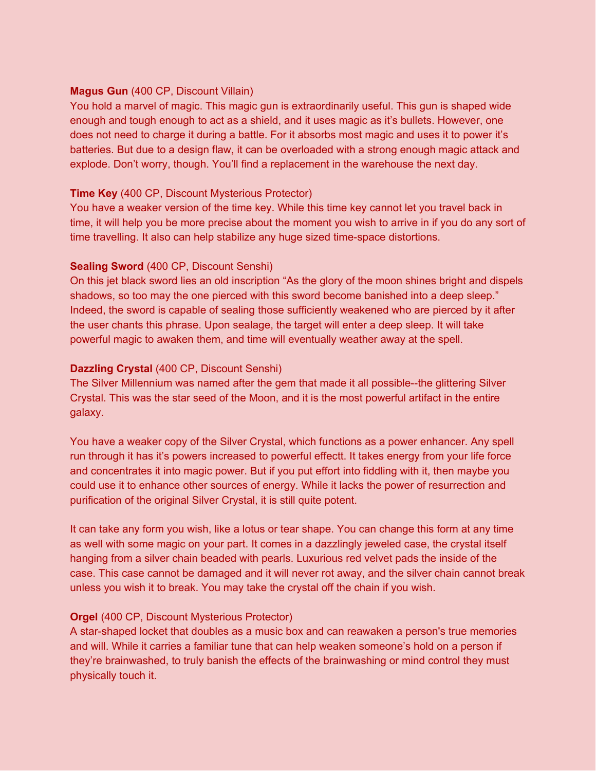**Magus Gun** (400 CP, Discount Villain)
You hold a marvel of magic. This magic gun is extraordinarily useful. This gun is shaped wide enough and tough enough to act as a shield, and it uses magic as it's bullets. However, one does not need to charge it during a battle. For it absorbs most magic and uses it to power it's batteries. But due to a design flaw, it can be overloaded with a strong enough magic attack and explode. Don't worry, though. You'll find a replacement in the warehouse the next day.

**Time Key** (400 CP, Discount Mysterious Protector)
You have a weaker version of the time key. While this time key cannot let you travel back in time, it will help you be more precise about the moment you wish to arrive in if you do any sort of time travelling. It also can help stabilize any huge sized time-space distortions.

**Sealing Sword** (400 CP, Discount Senshi)
On this jet black sword lies an old inscription "As the glory of the moon shines bright and dispels shadows, so too may the one pierced with this sword become banished into a deep sleep." Indeed, the sword is capable of sealing those sufficiently weakened who are pierced by it after the user chants this phrase. Upon sealage, the target will enter a deep sleep. It will take powerful magic to awaken them, and time will eventually weather away at the spell.

**Dazzling Crystal** (400 CP, Discount Senshi)
The Silver Millennium was named after the gem that made it all possible--the glittering Silver Crystal. This was the star seed of the Moon, and it is the most powerful artifact in the entire galaxy.

You have a weaker copy of the Silver Crystal, which functions as a power enhancer. Any spell run through it has it's powers increased to powerful effectt. It takes energy from your life force and concentrates it into magic power. But if you put effort into fiddling with it, then maybe you could use it to enhance other sources of energy. While it lacks the power of resurrection and purification of the original Silver Crystal, it is still quite potent.

It can take any form you wish, like a lotus or tear shape. You can change this form at any time as well with some magic on your part. It comes in a dazzlingly jeweled case, the crystal itself hanging from a silver chain beaded with pearls. Luxurious red velvet pads the inside of the case. This case cannot be damaged and it will never rot away, and the silver chain cannot break unless you wish it to break. You may take the crystal off the chain if you wish.

**Orgel** (400 CP, Discount Mysterious Protector)
A star-shaped locket that doubles as a music box and can reawaken a person's true memories and will. While it carries a familiar tune that can help weaken someone's hold on a person if they're brainwashed, to truly banish the effects of the brainwashing or mind control they must physically touch it.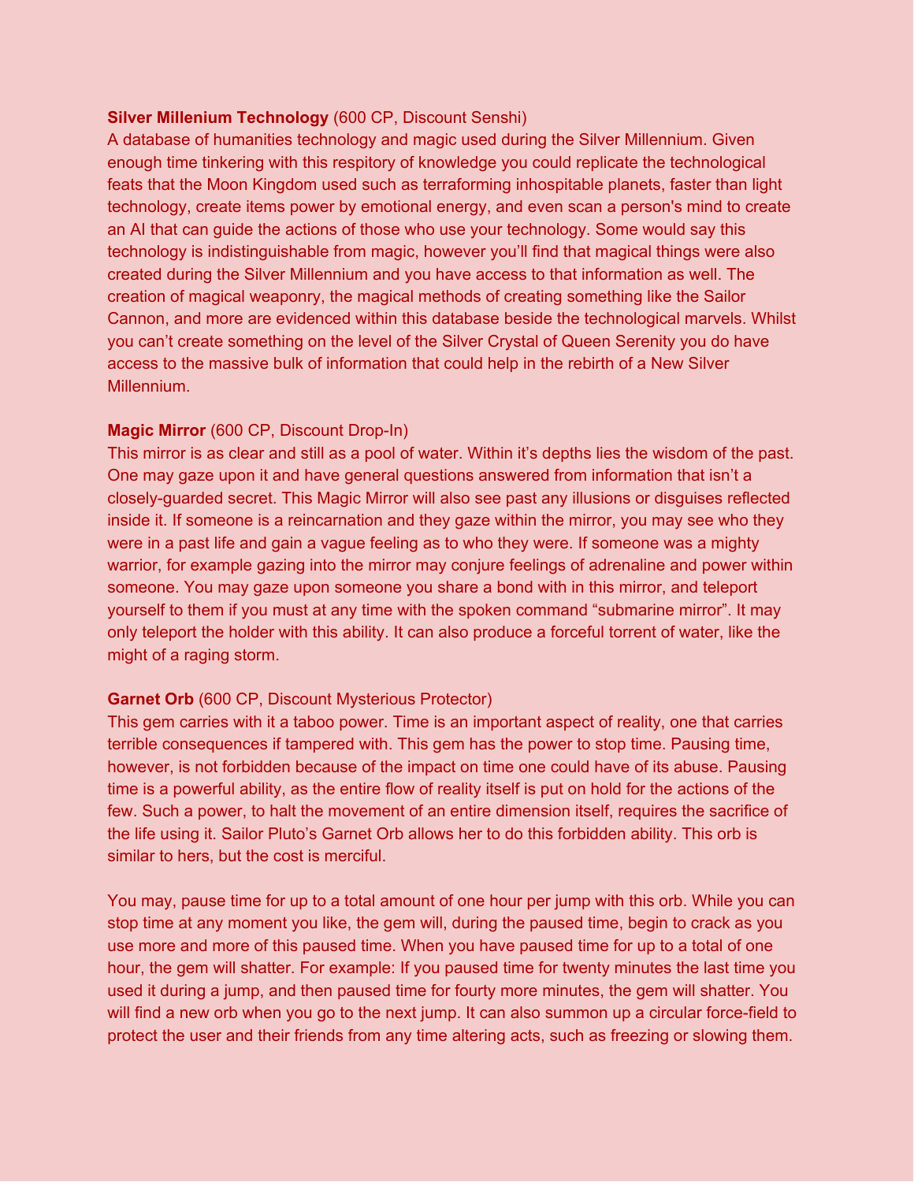**Silver Millenium Technology** (600 CP, Discount Senshi)
A database of humanities technology and magic used during the Silver Millennium. Given enough time tinkering with this respitory of knowledge you could replicate the technological feats that the Moon Kingdom used such as terraforming inhospitable planets, faster than light technology, create items power by emotional energy, and even scan a person's mind to create an AI that can guide the actions of those who use your technology. Some would say this technology is indistinguishable from magic, however you'll find that magical things were also created during the Silver Millennium and you have access to that information as well. The creation of magical weaponry, the magical methods of creating something like the Sailor Cannon, and more are evidenced within this database beside the technological marvels. Whilst you can't create something on the level of the Silver Crystal of Queen Serenity you do have access to the massive bulk of information that could help in the rebirth of a New Silver Millennium.

**Magic Mirror** (600 CP, Discount Drop-In)
This mirror is as clear and still as a pool of water. Within it's depths lies the wisdom of the past. One may gaze upon it and have general questions answered from information that isn't a closely-guarded secret. This Magic Mirror will also see past any illusions or disguises reflected inside it. If someone is a reincarnation and they gaze within the mirror, you may see who they were in a past life and gain a vague feeling as to who they were. If someone was a mighty warrior, for example gazing into the mirror may conjure feelings of adrenaline and power within someone. You may gaze upon someone you share a bond with in this mirror, and teleport yourself to them if you must at any time with the spoken command "submarine mirror". It may only teleport the holder with this ability. It can also produce a forceful torrent of water, like the might of a raging storm.

**Garnet Orb** (600 CP, Discount Mysterious Protector)
This gem carries with it a taboo power. Time is an important aspect of reality, one that carries terrible consequences if tampered with. This gem has the power to stop time. Pausing time, however, is not forbidden because of the impact on time one could have of its abuse. Pausing time is a powerful ability, as the entire flow of reality itself is put on hold for the actions of the few. Such a power, to halt the movement of an entire dimension itself, requires the sacrifice of the life using it. Sailor Pluto's Garnet Orb allows her to do this forbidden ability. This orb is similar to hers, but the cost is merciful.

You may, pause time for up to a total amount of one hour per jump with this orb. While you can stop time at any moment you like, the gem will, during the paused time, begin to crack as you use more and more of this paused time. When you have paused time for up to a total of one hour, the gem will shatter. For example: If you paused time for twenty minutes the last time you used it during a jump, and then paused time for fourty more minutes, the gem will shatter. You will find a new orb when you go to the next jump. It can also summon up a circular force-field to protect the user and their friends from any time altering acts, such as freezing or slowing them.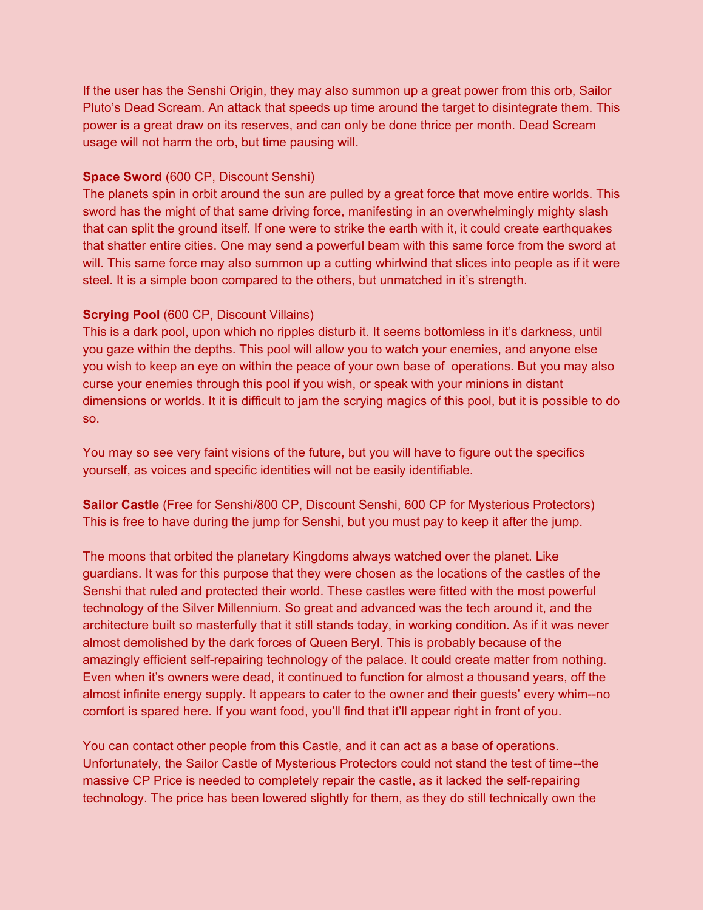If the user has the Senshi Origin, they may also summon up a great power from this orb, Sailor Pluto's Dead Scream. An attack that speeds up time around the target to disintegrate them. This power is a great draw on its reserves, and can only be done thrice per month. Dead Scream usage will not harm the orb, but time pausing will.

**Space Sword** (600 CP, Discount Senshi)
The planets spin in orbit around the sun are pulled by a great force that move entire worlds. This sword has the might of that same driving force, manifesting in an overwhelmingly mighty slash that can split the ground itself. If one were to strike the earth with it, it could create earthquakes that shatter entire cities. One may send a powerful beam with this same force from the sword at will. This same force may also summon up a cutting whirlwind that slices into people as if it were steel. It is a simple boon compared to the others, but unmatched in it's strength.

**Scrying Pool** (600 CP, Discount Villains)
This is a dark pool, upon which no ripples disturb it. It seems bottomless in it's darkness, until you gaze within the depths. This pool will allow you to watch your enemies, and anyone else you wish to keep an eye on within the peace of your own base of operations. But you may also curse your enemies through this pool if you wish, or speak with your minions in distant dimensions or worlds. It it is difficult to jam the scrying magics of this pool, but it is possible to do so.

You may so see very faint visions of the future, but you will have to figure out the specifics yourself, as voices and specific identities will not be easily identifiable.

**Sailor Castle** (Free for Senshi/800 CP, Discount Senshi, 600 CP for Mysterious Protectors)
This is free to have during the jump for Senshi, but you must pay to keep it after the jump.

The moons that orbited the planetary Kingdoms always watched over the planet. Like guardians. It was for this purpose that they were chosen as the locations of the castles of the Senshi that ruled and protected their world. These castles were fitted with the most powerful technology of the Silver Millennium. So great and advanced was the tech around it, and the architecture built so masterfully that it still stands today, in working condition. As if it was never almost demolished by the dark forces of Queen Beryl. This is probably because of the amazingly efficient self-repairing technology of the palace. It could create matter from nothing. Even when it's owners were dead, it continued to function for almost a thousand years, off the almost infinite energy supply. It appears to cater to the owner and their guests' every whim--no comfort is spared here. If you want food, you'll find that it'll appear right in front of you.

You can contact other people from this Castle, and it can act as a base of operations. Unfortunately, the Sailor Castle of Mysterious Protectors could not stand the test of time--the massive CP Price is needed to completely repair the castle, as it lacked the self-repairing technology. The price has been lowered slightly for them, as they do still technically own the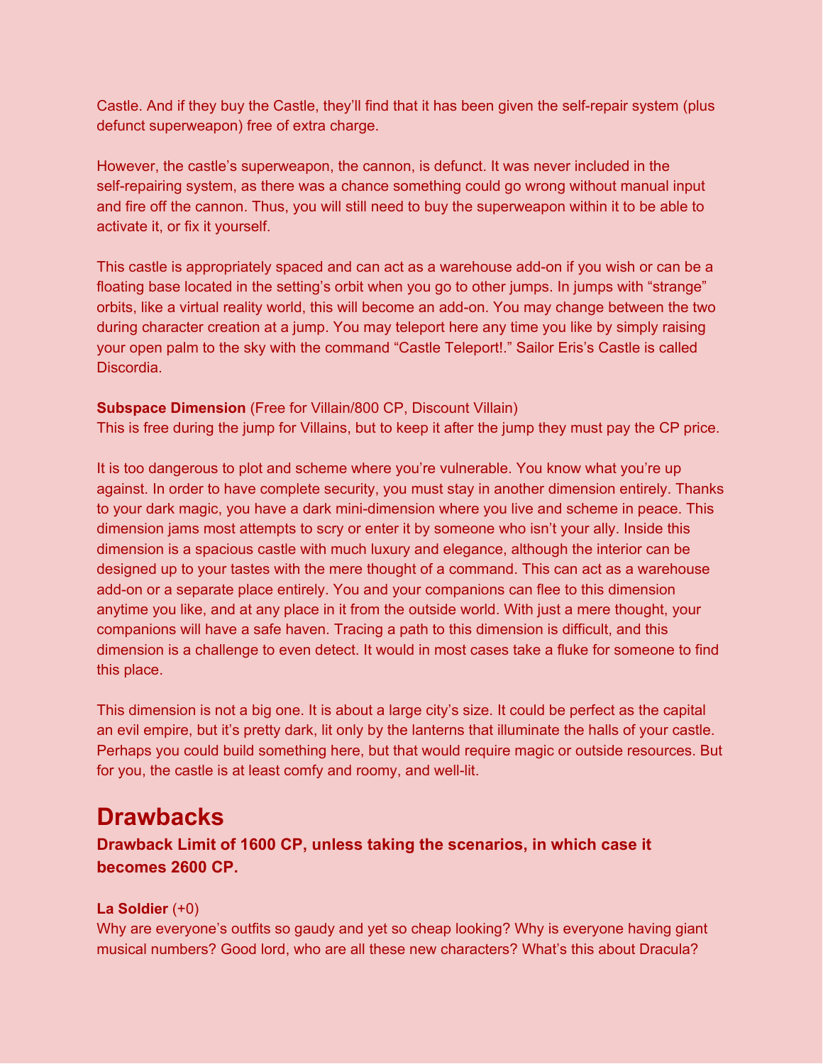Castle. And if they buy the Castle, they'll find that it has been given the self-repair system (plus defunct superweapon) free of extra charge.

However, the castle's superweapon, the cannon, is defunct. It was never included in the self-repairing system, as there was a chance something could go wrong without manual input and fire off the cannon. Thus, you will still need to buy the superweapon within it to be able to activate it, or fix it yourself.

This castle is appropriately spaced and can act as a warehouse add-on if you wish or can be a floating base located in the setting's orbit when you go to other jumps. In jumps with "strange" orbits, like a virtual reality world, this will become an add-on. You may change between the two during character creation at a jump. You may teleport here any time you like by simply raising your open palm to the sky with the command "Castle Teleport!." Sailor Eris's Castle is called Discordia.

**Subspace Dimension** (Free for Villain/800 CP, Discount Villain)
This is free during the jump for Villains, but to keep it after the jump they must pay the CP price.

It is too dangerous to plot and scheme where you're vulnerable. You know what you're up against. In order to have complete security, you must stay in another dimension entirely. Thanks to your dark magic, you have a dark mini-dimension where you live and scheme in peace. This dimension jams most attempts to scry or enter it by someone who isn't your ally. Inside this dimension is a spacious castle with much luxury and elegance, although the interior can be designed up to your tastes with the mere thought of a command. This can act as a warehouse add-on or a separate place entirely. You and your companions can flee to this dimension anytime you like, and at any place in it from the outside world. With just a mere thought, your companions will have a safe haven. Tracing a path to this dimension is difficult, and this dimension is a challenge to even detect. It would in most cases take a fluke for someone to find this place.

This dimension is not a big one. It is about a large city's size. It could be perfect as the capital an evil empire, but it's pretty dark, lit only by the lanterns that illuminate the halls of your castle. Perhaps you could build something here, but that would require magic or outside resources. But for you, the castle is at least comfy and roomy, and well-lit.

# Drawbacks

### Drawback Limit of 1600 CP, unless taking the scenarios, in which case it becomes 2600 CP.

**La Soldier** (+0)
Why are everyone's outfits so gaudy and yet so cheap looking? Why is everyone having giant musical numbers? Good lord, who are all these new characters? What's this about Dracula?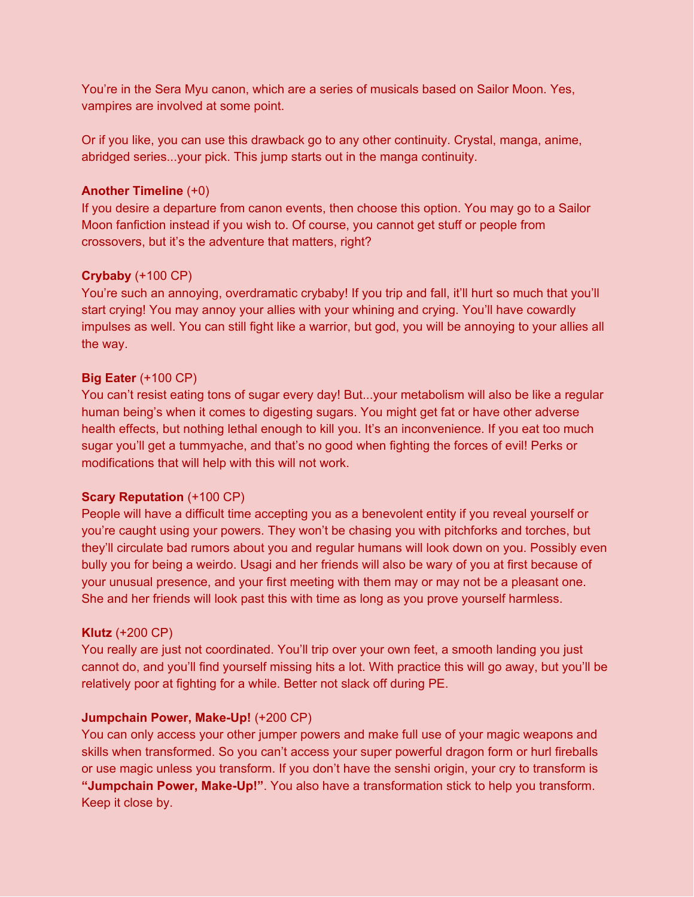You're in the Sera Myu canon, which are a series of musicals based on Sailor Moon. Yes, vampires are involved at some point.

Or if you like, you can use this drawback go to any other continuity. Crystal, manga, anime, abridged series...your pick. This jump starts out in the manga continuity.

**Another Timeline** (+0)
If you desire a departure from canon events, then choose this option. You may go to a Sailor Moon fanfiction instead if you wish to. Of course, you cannot get stuff or people from crossovers, but it's the adventure that matters, right?

**Crybaby** (+100 CP)
You're such an annoying, overdramatic crybaby! If you trip and fall, it'll hurt so much that you'll start crying! You may annoy your allies with your whining and crying. You'll have cowardly impulses as well. You can still fight like a warrior, but god, you will be annoying to your allies all the way.

**Big Eater** (+100 CP)
You can't resist eating tons of sugar every day! But...your metabolism will also be like a regular human being's when it comes to digesting sugars. You might get fat or have other adverse health effects, but nothing lethal enough to kill you. It's an inconvenience. If you eat too much sugar you'll get a tummyache, and that's no good when fighting the forces of evil! Perks or modifications that will help with this will not work.

**Scary Reputation** (+100 CP)
People will have a difficult time accepting you as a benevolent entity if you reveal yourself or you're caught using your powers. They won't be chasing you with pitchforks and torches, but they'll circulate bad rumors about you and regular humans will look down on you. Possibly even bully you for being a weirdo. Usagi and her friends will also be wary of you at first because of your unusual presence, and your first meeting with them may or may not be a pleasant one. She and her friends will look past this with time as long as you prove yourself harmless.

**Klutz** (+200 CP)
You really are just not coordinated. You'll trip over your own feet, a smooth landing you just cannot do, and you'll find yourself missing hits a lot. With practice this will go away, but you'll be relatively poor at fighting for a while. Better not slack off during PE.

**Jumpchain Power, Make-Up!** (+200 CP)
You can only access your other jumper powers and make full use of your magic weapons and skills when transformed. So you can't access your super powerful dragon form or hurl fireballs or use magic unless you transform. If you don't have the senshi origin, your cry to transform is **"Jumpchain Power, Make-Up!"**. You also have a transformation stick to help you transform. Keep it close by.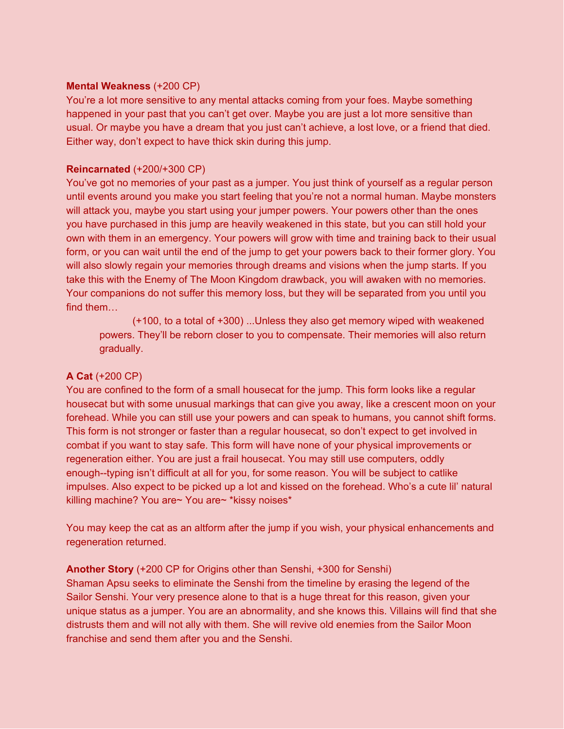**Mental Weakness** (+200 CP)
You're a lot more sensitive to any mental attacks coming from your foes. Maybe something happened in your past that you can't get over. Maybe you are just a lot more sensitive than usual. Or maybe you have a dream that you just can't achieve, a lost love, or a friend that died. Either way, don't expect to have thick skin during this jump.

**Reincarnated** (+200/+300 CP)
You've got no memories of your past as a jumper. You just think of yourself as a regular person until events around you make you start feeling that you're not a normal human. Maybe monsters will attack you, maybe you start using your jumper powers. Your powers other than the ones you have purchased in this jump are heavily weakened in this state, but you can still hold your own with them in an emergency. Your powers will grow with time and training back to their usual form, or you can wait until the end of the jump to get your powers back to their former glory. You will also slowly regain your memories through dreams and visions when the jump starts. If you take this with the Enemy of The Moon Kingdom drawback, you will awaken with no memories. Your companions do not suffer this memory loss, but they will be separated from you until you find them…

> (+100, to a total of +300) ...Unless they also get memory wiped with weakened powers. They'll be reborn closer to you to compensate. Their memories will also return gradually.

**A Cat** (+200 CP)
You are confined to the form of a small housecat for the jump. This form looks like a regular housecat but with some unusual markings that can give you away, like a crescent moon on your forehead. While you can still use your powers and can speak to humans, you cannot shift forms. This form is not stronger or faster than a regular housecat, so don't expect to get involved in combat if you want to stay safe. This form will have none of your physical improvements or regeneration either. You are just a frail housecat. You may still use computers, oddly enough--typing isn't difficult at all for you, for some reason. You will be subject to catlike impulses. Also expect to be picked up a lot and kissed on the forehead. Who's a cute lil' natural killing machine? You are~ You are~ *kissy noises*

You may keep the cat as an altform after the jump if you wish, your physical enhancements and regeneration returned.

**Another Story** (+200 CP for Origins other than Senshi, +300 for Senshi)
Shaman Apsu seeks to eliminate the Senshi from the timeline by erasing the legend of the Sailor Senshi. Your very presence alone to that is a huge threat for this reason, given your unique status as a jumper. You are an abnormality, and she knows this. Villains will find that she distrusts them and will not ally with them. She will revive old enemies from the Sailor Moon franchise and send them after you and the Senshi.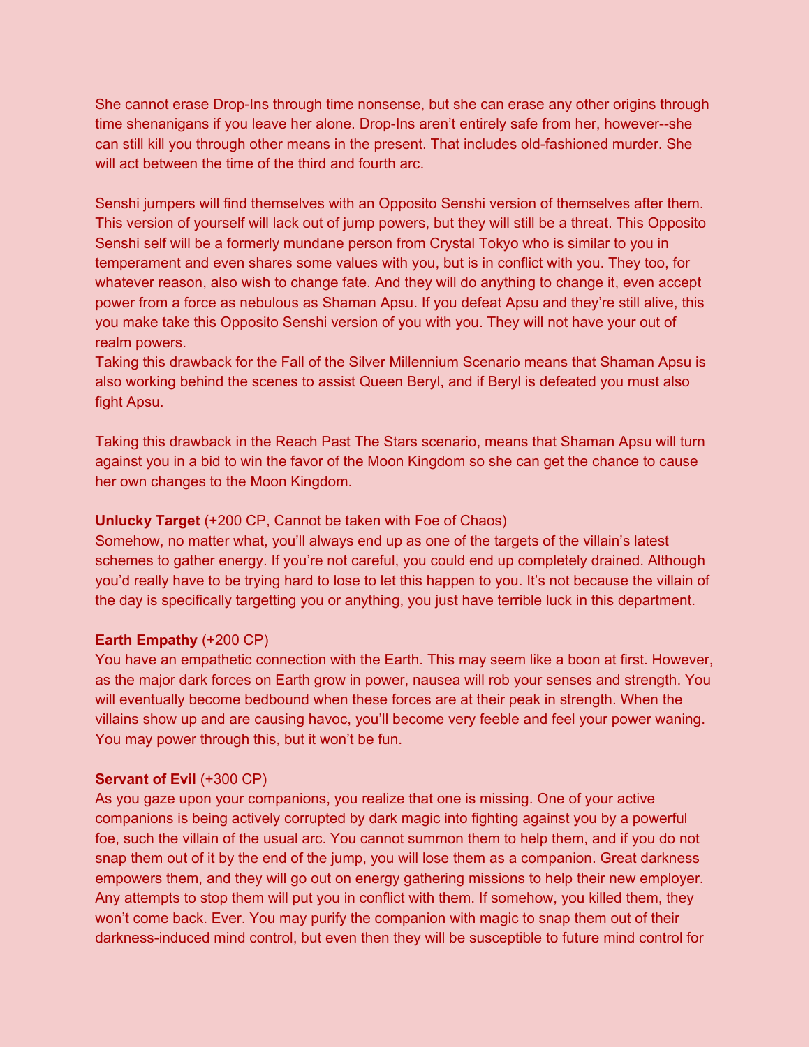She cannot erase Drop-Ins through time nonsense, but she can erase any other origins through time shenanigans if you leave her alone. Drop-Ins aren't entirely safe from her, however--she can still kill you through other means in the present. That includes old-fashioned murder. She will act between the time of the third and fourth arc.

Senshi jumpers will find themselves with an Opposito Senshi version of themselves after them. This version of yourself will lack out of jump powers, but they will still be a threat. This Opposito Senshi self will be a formerly mundane person from Crystal Tokyo who is similar to you in temperament and even shares some values with you, but is in conflict with you. They too, for whatever reason, also wish to change fate. And they will do anything to change it, even accept power from a force as nebulous as Shaman Apsu. If you defeat Apsu and they're still alive, this you make take this Opposito Senshi version of you with you. They will not have your out of realm powers.
Taking this drawback for the Fall of the Silver Millennium Scenario means that Shaman Apsu is also working behind the scenes to assist Queen Beryl, and if Beryl is defeated you must also fight Apsu.

Taking this drawback in the Reach Past The Stars scenario, means that Shaman Apsu will turn against you in a bid to win the favor of the Moon Kingdom so she can get the chance to cause her own changes to the Moon Kingdom.

**Unlucky Target** (+200 CP, Cannot be taken with Foe of Chaos)
Somehow, no matter what, you'll always end up as one of the targets of the villain's latest schemes to gather energy. If you're not careful, you could end up completely drained. Although you'd really have to be trying hard to lose to let this happen to you. It's not because the villain of the day is specifically targetting you or anything, you just have terrible luck in this department.

**Earth Empathy** (+200 CP)
You have an empathetic connection with the Earth. This may seem like a boon at first. However, as the major dark forces on Earth grow in power, nausea will rob your senses and strength. You will eventually become bedbound when these forces are at their peak in strength. When the villains show up and are causing havoc, you'll become very feeble and feel your power waning. You may power through this, but it won't be fun.

**Servant of Evil** (+300 CP)
As you gaze upon your companions, you realize that one is missing. One of your active companions is being actively corrupted by dark magic into fighting against you by a powerful foe, such the villain of the usual arc. You cannot summon them to help them, and if you do not snap them out of it by the end of the jump, you will lose them as a companion. Great darkness empowers them, and they will go out on energy gathering missions to help their new employer. Any attempts to stop them will put you in conflict with them. If somehow, you killed them, they won't come back. Ever. You may purify the companion with magic to snap them out of their darkness-induced mind control, but even then they will be susceptible to future mind control for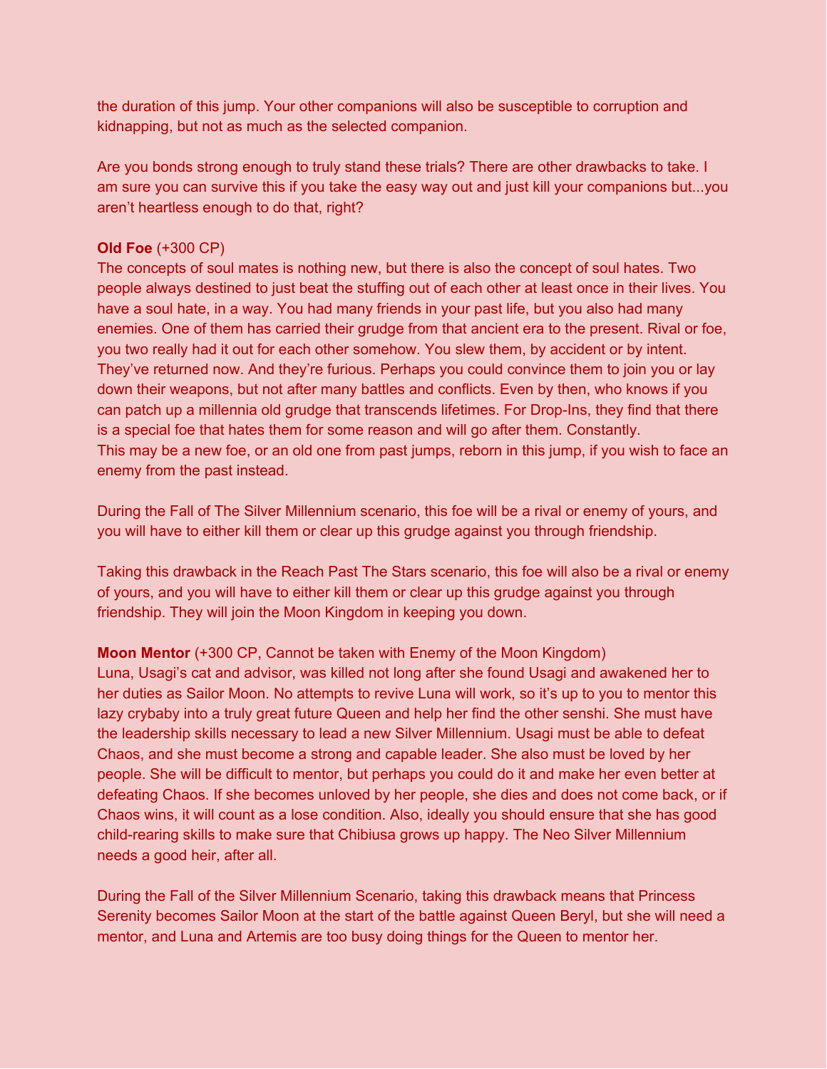the duration of this jump. Your other companions will also be susceptible to corruption and kidnapping, but not as much as the selected companion.

Are you bonds strong enough to truly stand these trials? There are other drawbacks to take. I am sure you can survive this if you take the easy way out and just kill your companions but...you aren't heartless enough to do that, right?

**Old Foe** (+300 CP)
The concepts of soul mates is nothing new, but there is also the concept of soul hates. Two people always destined to just beat the stuffing out of each other at least once in their lives. You have a soul hate, in a way. You had many friends in your past life, but you also had many enemies. One of them has carried their grudge from that ancient era to the present. Rival or foe, you two really had it out for each other somehow. You slew them, by accident or by intent. They've returned now. And they're furious. Perhaps you could convince them to join you or lay down their weapons, but not after many battles and conflicts. Even by then, who knows if you can patch up a millennia old grudge that transcends lifetimes. For Drop-Ins, they find that there is a special foe that hates them for some reason and will go after them. Constantly.
This may be a new foe, or an old one from past jumps, reborn in this jump, if you wish to face an enemy from the past instead.

During the Fall of The Silver Millennium scenario, this foe will be a rival or enemy of yours, and you will have to either kill them or clear up this grudge against you through friendship.

Taking this drawback in the Reach Past The Stars scenario, this foe will also be a rival or enemy of yours, and you will have to either kill them or clear up this grudge against you through friendship. They will join the Moon Kingdom in keeping you down.

**Moon Mentor** (+300 CP, Cannot be taken with Enemy of the Moon Kingdom)
Luna, Usagi's cat and advisor, was killed not long after she found Usagi and awakened her to her duties as Sailor Moon. No attempts to revive Luna will work, so it's up to you to mentor this lazy crybaby into a truly great future Queen and help her find the other senshi. She must have the leadership skills necessary to lead a new Silver Millennium. Usagi must be able to defeat Chaos, and she must become a strong and capable leader. She also must be loved by her people. She will be difficult to mentor, but perhaps you could do it and make her even better at defeating Chaos. If she becomes unloved by her people, she dies and does not come back, or if Chaos wins, it will count as a lose condition. Also, ideally you should ensure that she has good child-rearing skills to make sure that Chibiusa grows up happy. The Neo Silver Millennium needs a good heir, after all.

During the Fall of the Silver Millennium Scenario, taking this drawback means that Princess Serenity becomes Sailor Moon at the start of the battle against Queen Beryl, but she will need a mentor, and Luna and Artemis are too busy doing things for the Queen to mentor her.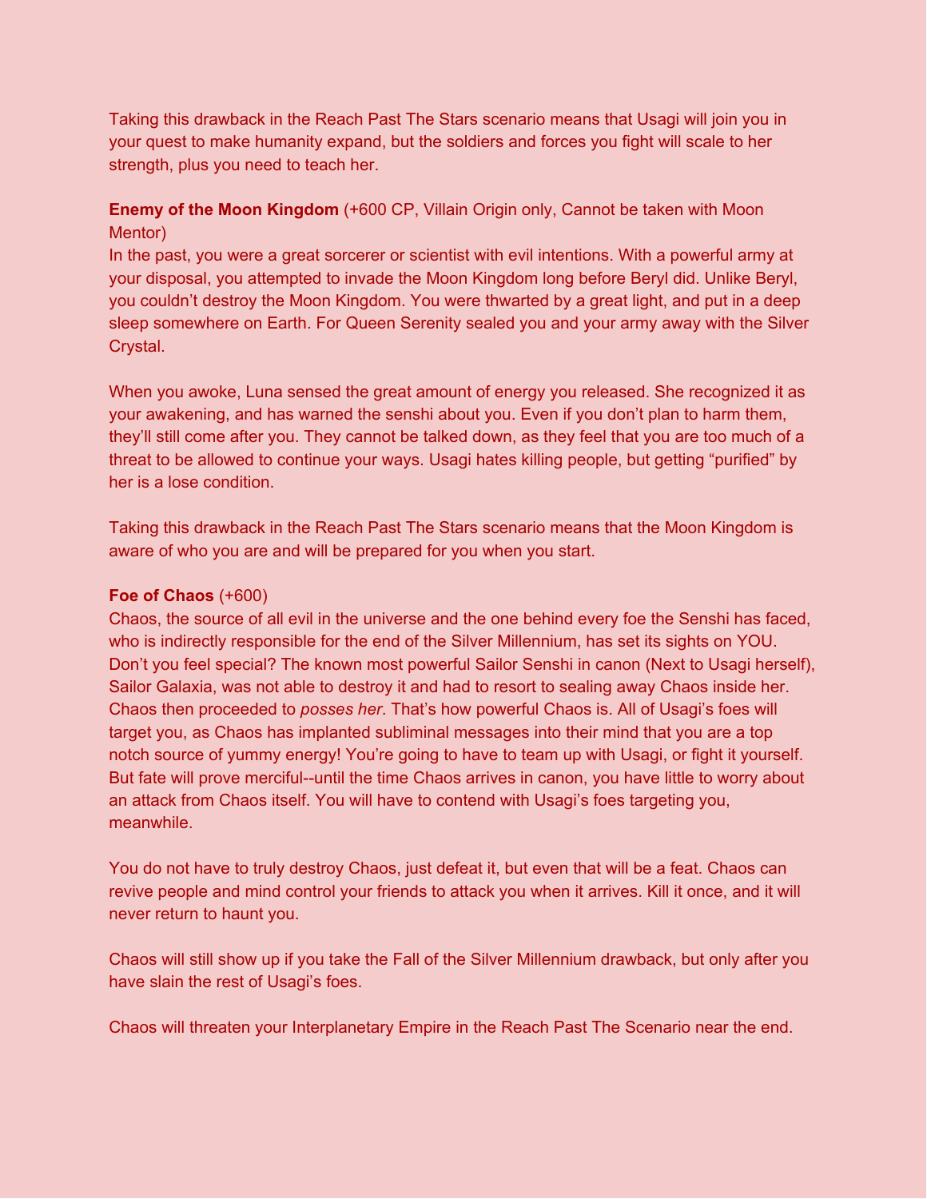Taking this drawback in the Reach Past The Stars scenario means that Usagi will join you in your quest to make humanity expand, but the soldiers and forces you fight will scale to her strength, plus you need to teach her.

**Enemy of the Moon Kingdom** (+600 CP, Villain Origin only, Cannot be taken with Moon Mentor)
In the past, you were a great sorcerer or scientist with evil intentions. With a powerful army at your disposal, you attempted to invade the Moon Kingdom long before Beryl did. Unlike Beryl, you couldn't destroy the Moon Kingdom. You were thwarted by a great light, and put in a deep sleep somewhere on Earth. For Queen Serenity sealed you and your army away with the Silver Crystal.

When you awoke, Luna sensed the great amount of energy you released. She recognized it as your awakening, and has warned the senshi about you. Even if you don't plan to harm them, they'll still come after you. They cannot be talked down, as they feel that you are too much of a threat to be allowed to continue your ways. Usagi hates killing people, but getting "purified" by her is a lose condition.

Taking this drawback in the Reach Past The Stars scenario means that the Moon Kingdom is aware of who you are and will be prepared for you when you start.

**Foe of Chaos** (+600)
Chaos, the source of all evil in the universe and the one behind every foe the Senshi has faced, who is indirectly responsible for the end of the Silver Millennium, has set its sights on YOU. Don't you feel special? The known most powerful Sailor Senshi in canon (Next to Usagi herself), Sailor Galaxia, was not able to destroy it and had to resort to sealing away Chaos inside her. Chaos then proceeded to *posses her*. That's how powerful Chaos is. All of Usagi's foes will target you, as Chaos has implanted subliminal messages into their mind that you are a top notch source of yummy energy! You're going to have to team up with Usagi, or fight it yourself. But fate will prove merciful--until the time Chaos arrives in canon, you have little to worry about an attack from Chaos itself. You will have to contend with Usagi's foes targeting you, meanwhile.

You do not have to truly destroy Chaos, just defeat it, but even that will be a feat. Chaos can revive people and mind control your friends to attack you when it arrives. Kill it once, and it will never return to haunt you.

Chaos will still show up if you take the Fall of the Silver Millennium drawback, but only after you have slain the rest of Usagi's foes.

Chaos will threaten your Interplanetary Empire in the Reach Past The Scenario near the end.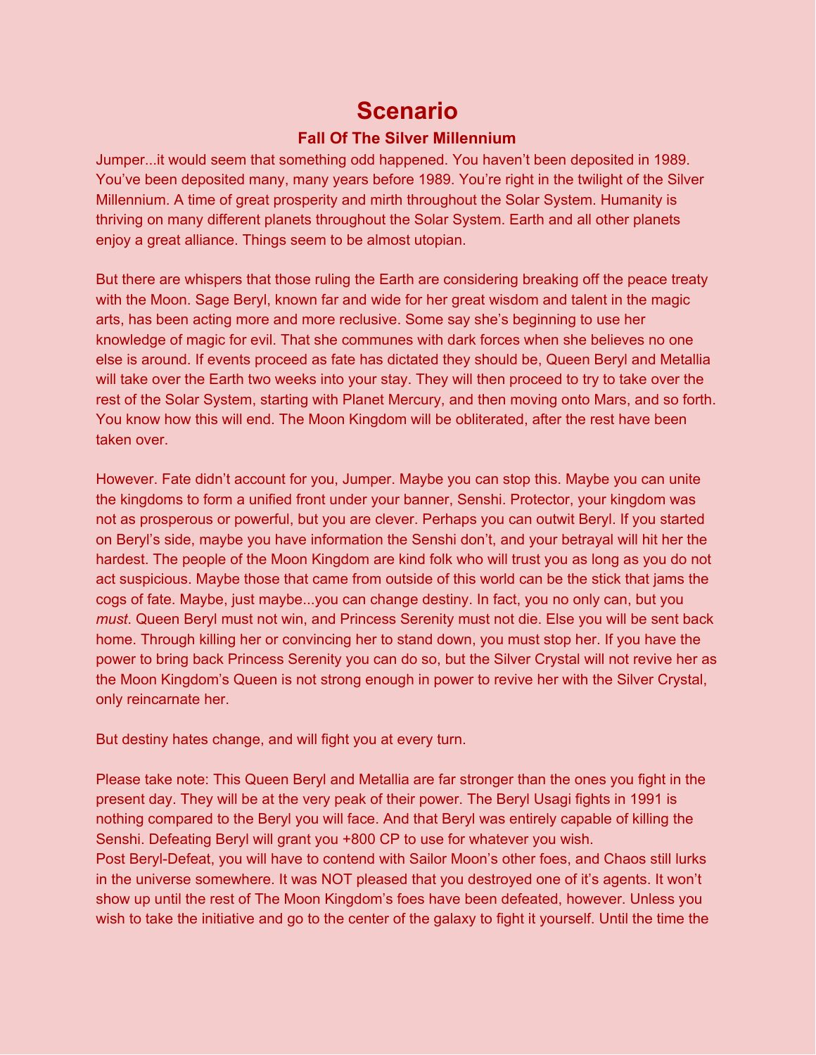# Scenario

## Fall Of The Silver Millennium

Jumper...it would seem that something odd happened. You haven't been deposited in 1989. You've been deposited many, many years before 1989. You're right in the twilight of the Silver Millennium. A time of great prosperity and mirth throughout the Solar System. Humanity is thriving on many different planets throughout the Solar System. Earth and all other planets enjoy a great alliance. Things seem to be almost utopian.

But there are whispers that those ruling the Earth are considering breaking off the peace treaty with the Moon. Sage Beryl, known far and wide for her great wisdom and talent in the magic arts, has been acting more and more reclusive. Some say she's beginning to use her knowledge of magic for evil. That she communes with dark forces when she believes no one else is around. If events proceed as fate has dictated they should be, Queen Beryl and Metallia will take over the Earth two weeks into your stay. They will then proceed to try to take over the rest of the Solar System, starting with Planet Mercury, and then moving onto Mars, and so forth. You know how this will end. The Moon Kingdom will be obliterated, after the rest have been taken over.

However. Fate didn't account for you, Jumper. Maybe you can stop this. Maybe you can unite the kingdoms to form a unified front under your banner, Senshi. Protector, your kingdom was not as prosperous or powerful, but you are clever. Perhaps you can outwit Beryl. If you started on Beryl's side, maybe you have information the Senshi don't, and your betrayal will hit her the hardest. The people of the Moon Kingdom are kind folk who will trust you as long as you do not act suspicious. Maybe those that came from outside of this world can be the stick that jams the cogs of fate. Maybe, just maybe...you can change destiny. In fact, you no only can, but you *must*. Queen Beryl must not win, and Princess Serenity must not die. Else you will be sent back home. Through killing her or convincing her to stand down, you must stop her. If you have the power to bring back Princess Serenity you can do so, but the Silver Crystal will not revive her as the Moon Kingdom's Queen is not strong enough in power to revive her with the Silver Crystal, only reincarnate her.

But destiny hates change, and will fight you at every turn.

Please take note: This Queen Beryl and Metallia are far stronger than the ones you fight in the present day. They will be at the very peak of their power. The Beryl Usagi fights in 1991 is nothing compared to the Beryl you will face. And that Beryl was entirely capable of killing the Senshi. Defeating Beryl will grant you +800 CP to use for whatever you wish.
Post Beryl-Defeat, you will have to contend with Sailor Moon's other foes, and Chaos still lurks in the universe somewhere. It was NOT pleased that you destroyed one of it's agents. It won't show up until the rest of The Moon Kingdom's foes have been defeated, however. Unless you wish to take the initiative and go to the center of the galaxy to fight it yourself. Until the time the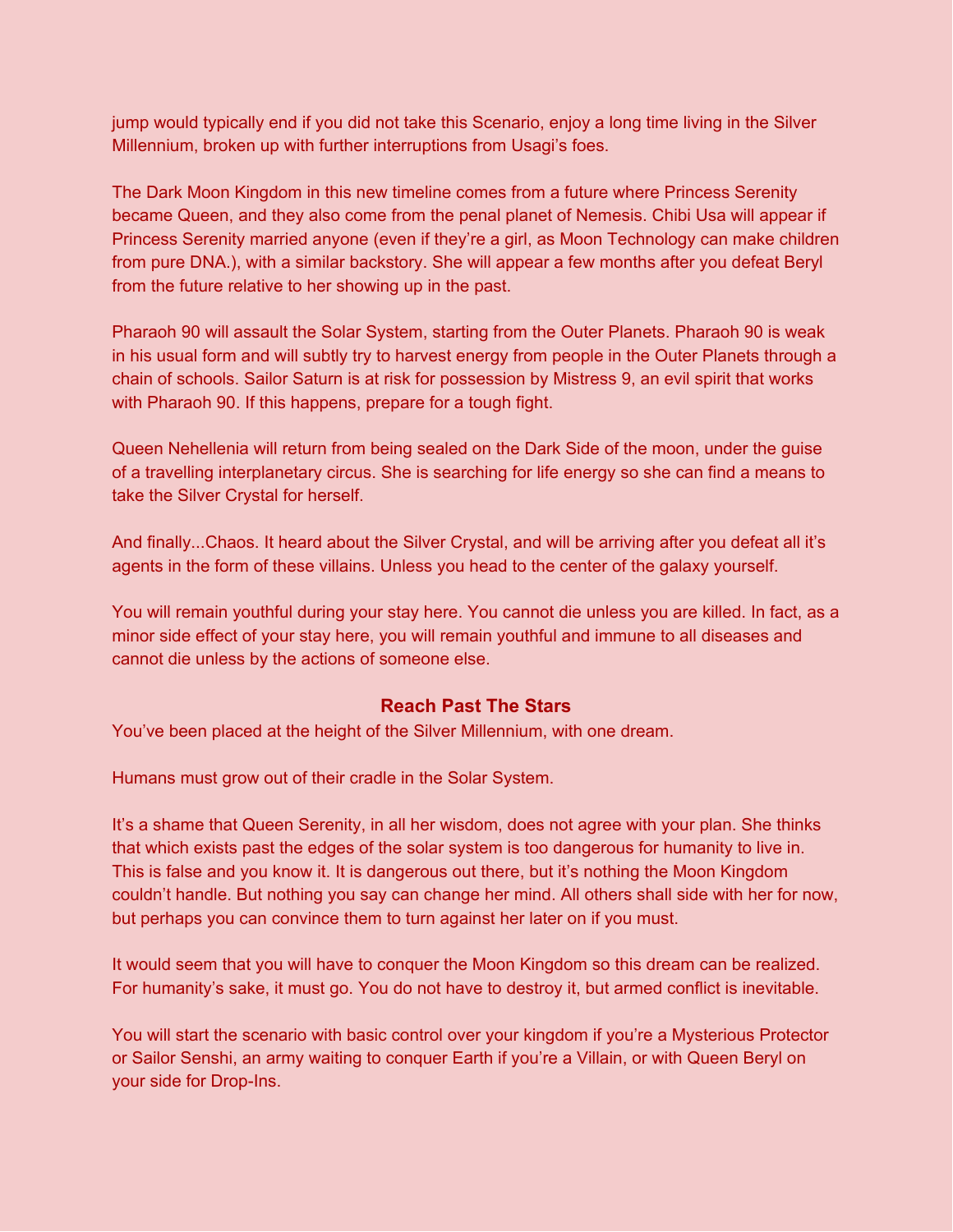jump would typically end if you did not take this Scenario, enjoy a long time living in the Silver Millennium, broken up with further interruptions from Usagi's foes.

The Dark Moon Kingdom in this new timeline comes from a future where Princess Serenity became Queen, and they also come from the penal planet of Nemesis. Chibi Usa will appear if Princess Serenity married anyone (even if they're a girl, as Moon Technology can make children from pure DNA.), with a similar backstory. She will appear a few months after you defeat Beryl from the future relative to her showing up in the past.

Pharaoh 90 will assault the Solar System, starting from the Outer Planets. Pharaoh 90 is weak in his usual form and will subtly try to harvest energy from people in the Outer Planets through a chain of schools. Sailor Saturn is at risk for possession by Mistress 9, an evil spirit that works with Pharaoh 90. If this happens, prepare for a tough fight.

Queen Nehellenia will return from being sealed on the Dark Side of the moon, under the guise of a travelling interplanetary circus. She is searching for life energy so she can find a means to take the Silver Crystal for herself.

And finally...Chaos. It heard about the Silver Crystal, and will be arriving after you defeat all it's agents in the form of these villains. Unless you head to the center of the galaxy yourself.

You will remain youthful during your stay here. You cannot die unless you are killed. In fact, as a minor side effect of your stay here, you will remain youthful and immune to all diseases and cannot die unless by the actions of someone else.

## Reach Past The Stars

You've been placed at the height of the Silver Millennium, with one dream.

Humans must grow out of their cradle in the Solar System.

It's a shame that Queen Serenity, in all her wisdom, does not agree with your plan. She thinks that which exists past the edges of the solar system is too dangerous for humanity to live in. This is false and you know it. It is dangerous out there, but it's nothing the Moon Kingdom couldn't handle. But nothing you say can change her mind. All others shall side with her for now, but perhaps you can convince them to turn against her later on if you must.

It would seem that you will have to conquer the Moon Kingdom so this dream can be realized. For humanity's sake, it must go. You do not have to destroy it, but armed conflict is inevitable.

You will start the scenario with basic control over your kingdom if you're a Mysterious Protector or Sailor Senshi, an army waiting to conquer Earth if you're a Villain, or with Queen Beryl on your side for Drop-Ins.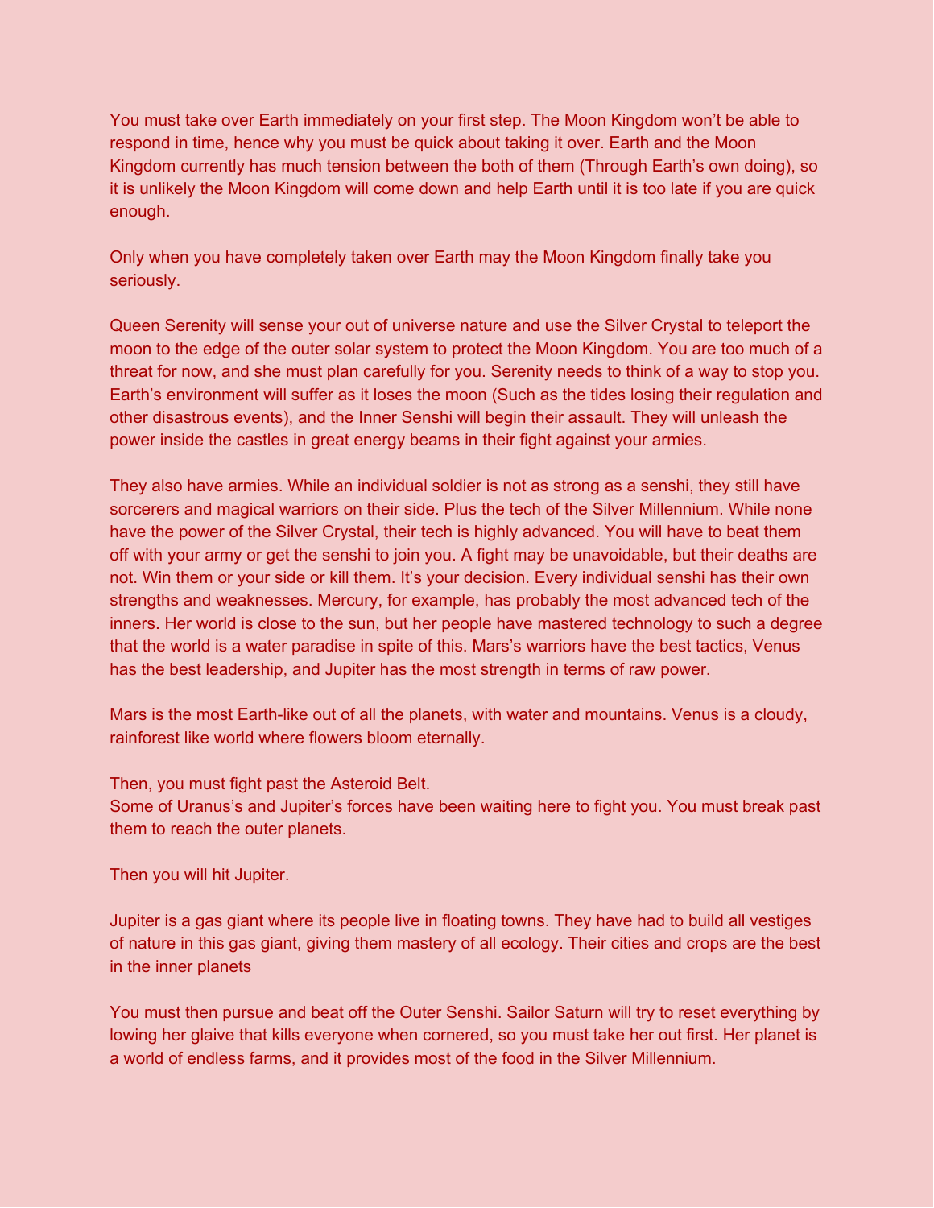You must take over Earth immediately on your first step. The Moon Kingdom won't be able to respond in time, hence why you must be quick about taking it over. Earth and the Moon Kingdom currently has much tension between the both of them (Through Earth's own doing), so it is unlikely the Moon Kingdom will come down and help Earth until it is too late if you are quick enough.

Only when you have completely taken over Earth may the Moon Kingdom finally take you seriously.

Queen Serenity will sense your out of universe nature and use the Silver Crystal to teleport the moon to the edge of the outer solar system to protect the Moon Kingdom. You are too much of a threat for now, and she must plan carefully for you. Serenity needs to think of a way to stop you. Earth's environment will suffer as it loses the moon (Such as the tides losing their regulation and other disastrous events), and the Inner Senshi will begin their assault. They will unleash the power inside the castles in great energy beams in their fight against your armies.

They also have armies. While an individual soldier is not as strong as a senshi, they still have sorcerers and magical warriors on their side. Plus the tech of the Silver Millennium. While none have the power of the Silver Crystal, their tech is highly advanced. You will have to beat them off with your army or get the senshi to join you. A fight may be unavoidable, but their deaths are not. Win them or your side or kill them. It's your decision. Every individual senshi has their own strengths and weaknesses. Mercury, for example, has probably the most advanced tech of the inners. Her world is close to the sun, but her people have mastered technology to such a degree that the world is a water paradise in spite of this. Mars's warriors have the best tactics, Venus has the best leadership, and Jupiter has the most strength in terms of raw power.

Mars is the most Earth-like out of all the planets, with water and mountains. Venus is a cloudy, rainforest like world where flowers bloom eternally.

Then, you must fight past the Asteroid Belt.
Some of Uranus's and Jupiter's forces have been waiting here to fight you. You must break past them to reach the outer planets.

Then you will hit Jupiter.

Jupiter is a gas giant where its people live in floating towns. They have had to build all vestiges of nature in this gas giant, giving them mastery of all ecology. Their cities and crops are the best in the inner planets

You must then pursue and beat off the Outer Senshi. Sailor Saturn will try to reset everything by lowing her glaive that kills everyone when cornered, so you must take her out first. Her planet is a world of endless farms, and it provides most of the food in the Silver Millennium.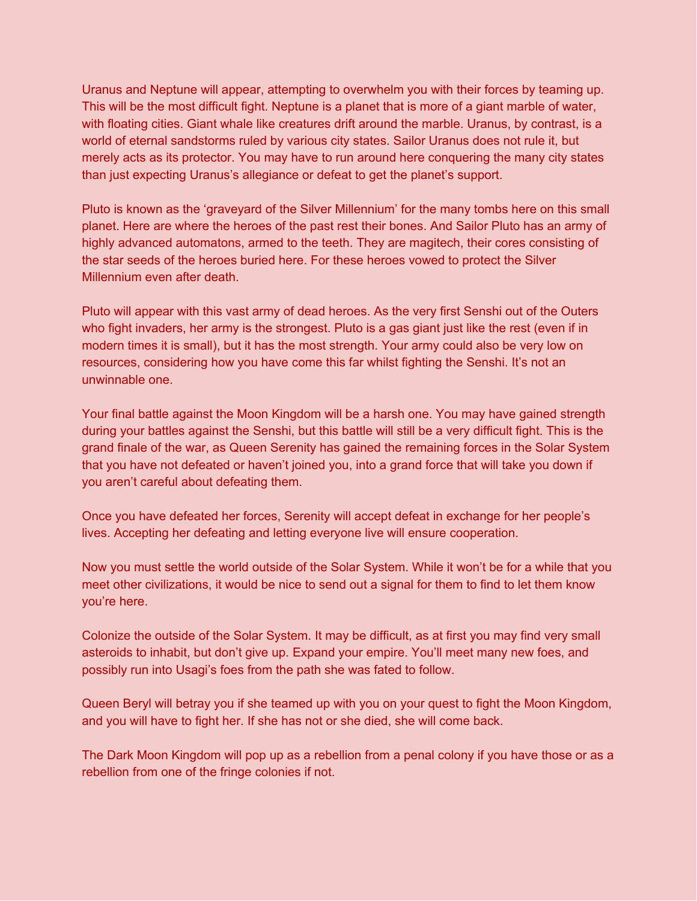Uranus and Neptune will appear, attempting to overwhelm you with their forces by teaming up. This will be the most difficult fight. Neptune is a planet that is more of a giant marble of water, with floating cities. Giant whale like creatures drift around the marble. Uranus, by contrast, is a world of eternal sandstorms ruled by various city states. Sailor Uranus does not rule it, but merely acts as its protector. You may have to run around here conquering the many city states than just expecting Uranus's allegiance or defeat to get the planet's support.

Pluto is known as the 'graveyard of the Silver Millennium' for the many tombs here on this small planet. Here are where the heroes of the past rest their bones. And Sailor Pluto has an army of highly advanced automatons, armed to the teeth. They are magitech, their cores consisting of the star seeds of the heroes buried here. For these heroes vowed to protect the Silver Millennium even after death.

Pluto will appear with this vast army of dead heroes. As the very first Senshi out of the Outers who fight invaders, her army is the strongest. Pluto is a gas giant just like the rest (even if in modern times it is small), but it has the most strength. Your army could also be very low on resources, considering how you have come this far whilst fighting the Senshi. It's not an unwinnable one.

Your final battle against the Moon Kingdom will be a harsh one. You may have gained strength during your battles against the Senshi, but this battle will still be a very difficult fight. This is the grand finale of the war, as Queen Serenity has gained the remaining forces in the Solar System that you have not defeated or haven't joined you, into a grand force that will take you down if you aren't careful about defeating them.

Once you have defeated her forces, Serenity will accept defeat in exchange for her people's lives. Accepting her defeating and letting everyone live will ensure cooperation.

Now you must settle the world outside of the Solar System. While it won't be for a while that you meet other civilizations, it would be nice to send out a signal for them to find to let them know you're here.

Colonize the outside of the Solar System. It may be difficult, as at first you may find very small asteroids to inhabit, but don't give up. Expand your empire. You'll meet many new foes, and possibly run into Usagi's foes from the path she was fated to follow.

Queen Beryl will betray you if she teamed up with you on your quest to fight the Moon Kingdom, and you will have to fight her. If she has not or she died, she will come back.

The Dark Moon Kingdom will pop up as a rebellion from a penal colony if you have those or as a rebellion from one of the fringe colonies if not.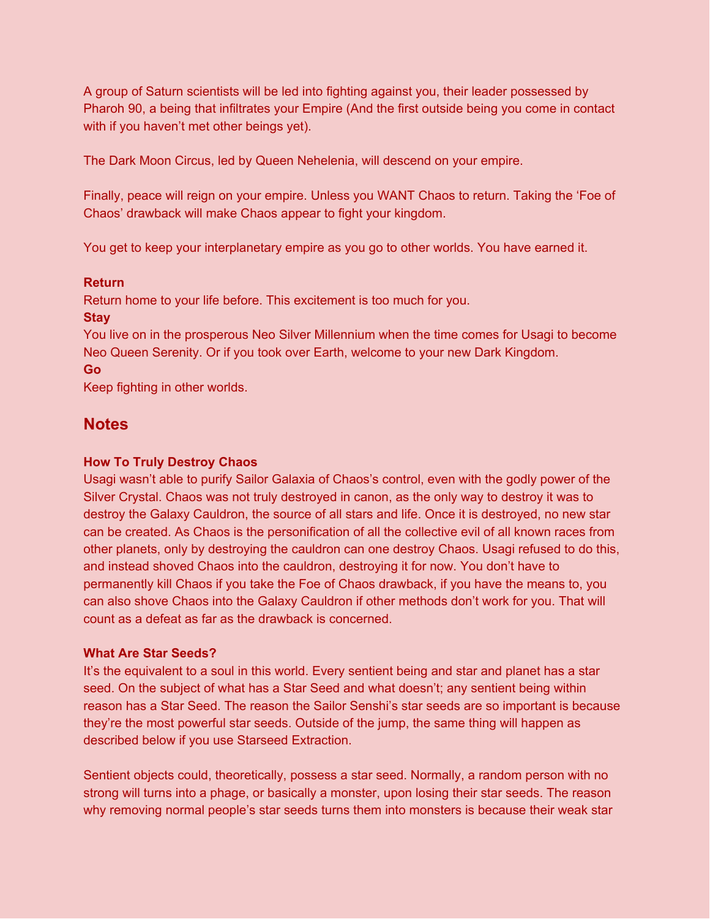A group of Saturn scientists will be led into fighting against you, their leader possessed by Pharoh 90, a being that infiltrates your Empire (And the first outside being you come in contact with if you haven't met other beings yet).

The Dark Moon Circus, led by Queen Nehelenia, will descend on your empire.

Finally, peace will reign on your empire. Unless you WANT Chaos to return. Taking the 'Foe of Chaos' drawback will make Chaos appear to fight your kingdom.

You get to keep your interplanetary empire as you go to other worlds. You have earned it.

**Return**
Return home to your life before. This excitement is too much for you.
**Stay**
You live on in the prosperous Neo Silver Millennium when the time comes for Usagi to become Neo Queen Serenity. Or if you took over Earth, welcome to your new Dark Kingdom.
**Go**
Keep fighting in other worlds.

## Notes

**How To Truly Destroy Chaos**
Usagi wasn't able to purify Sailor Galaxia of Chaos's control, even with the godly power of the Silver Crystal. Chaos was not truly destroyed in canon, as the only way to destroy it was to destroy the Galaxy Cauldron, the source of all stars and life. Once it is destroyed, no new star can be created. As Chaos is the personification of all the collective evil of all known races from other planets, only by destroying the cauldron can one destroy Chaos. Usagi refused to do this, and instead shoved Chaos into the cauldron, destroying it for now. You don't have to permanently kill Chaos if you take the Foe of Chaos drawback, if you have the means to, you can also shove Chaos into the Galaxy Cauldron if other methods don't work for you. That will count as a defeat as far as the drawback is concerned.

**What Are Star Seeds?**
It's the equivalent to a soul in this world. Every sentient being and star and planet has a star seed. On the subject of what has a Star Seed and what doesn't; any sentient being within reason has a Star Seed. The reason the Sailor Senshi's star seeds are so important is because they're the most powerful star seeds. Outside of the jump, the same thing will happen as described below if you use Starseed Extraction.

Sentient objects could, theoretically, possess a star seed. Normally, a random person with no strong will turns into a phage, or basically a monster, upon losing their star seeds. The reason why removing normal people's star seeds turns them into monsters is because their weak star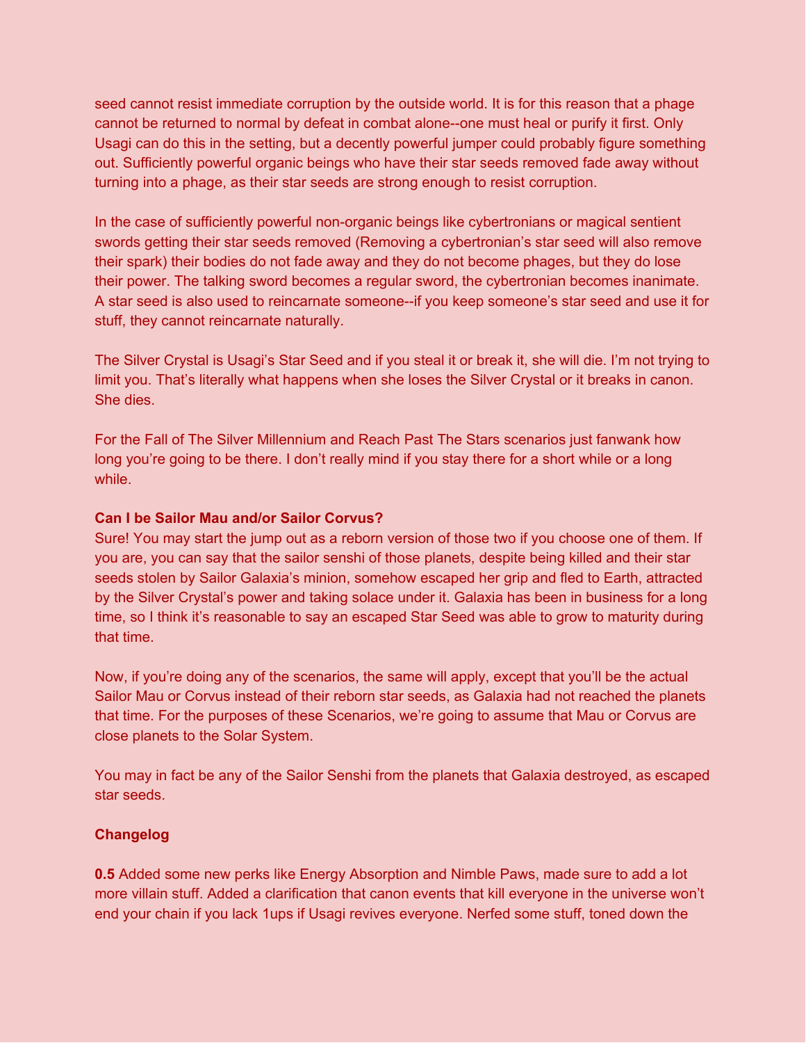seed cannot resist immediate corruption by the outside world. It is for this reason that a phage cannot be returned to normal by defeat in combat alone--one must heal or purify it first. Only Usagi can do this in the setting, but a decently powerful jumper could probably figure something out. Sufficiently powerful organic beings who have their star seeds removed fade away without turning into a phage, as their star seeds are strong enough to resist corruption.

In the case of sufficiently powerful non-organic beings like cybertronians or magical sentient swords getting their star seeds removed (Removing a cybertronian's star seed will also remove their spark) their bodies do not fade away and they do not become phages, but they do lose their power. The talking sword becomes a regular sword, the cybertronian becomes inanimate. A star seed is also used to reincarnate someone--if you keep someone's star seed and use it for stuff, they cannot reincarnate naturally.

The Silver Crystal is Usagi's Star Seed and if you steal it or break it, she will die. I'm not trying to limit you. That's literally what happens when she loses the Silver Crystal or it breaks in canon. She dies.

For the Fall of The Silver Millennium and Reach Past The Stars scenarios just fanwank how long you're going to be there. I don't really mind if you stay there for a short while or a long while.

**Can I be Sailor Mau and/or Sailor Corvus?**
Sure! You may start the jump out as a reborn version of those two if you choose one of them. If you are, you can say that the sailor senshi of those planets, despite being killed and their star seeds stolen by Sailor Galaxia's minion, somehow escaped her grip and fled to Earth, attracted by the Silver Crystal's power and taking solace under it. Galaxia has been in business for a long time, so I think it's reasonable to say an escaped Star Seed was able to grow to maturity during that time.

Now, if you're doing any of the scenarios, the same will apply, except that you'll be the actual Sailor Mau or Corvus instead of their reborn star seeds, as Galaxia had not reached the planets that time. For the purposes of these Scenarios, we're going to assume that Mau or Corvus are close planets to the Solar System.

You may in fact be any of the Sailor Senshi from the planets that Galaxia destroyed, as escaped star seeds.

**Changelog**

**0.5** Added some new perks like Energy Absorption and Nimble Paws, made sure to add a lot more villain stuff. Added a clarification that canon events that kill everyone in the universe won't end your chain if you lack 1ups if Usagi revives everyone. Nerfed some stuff, toned down the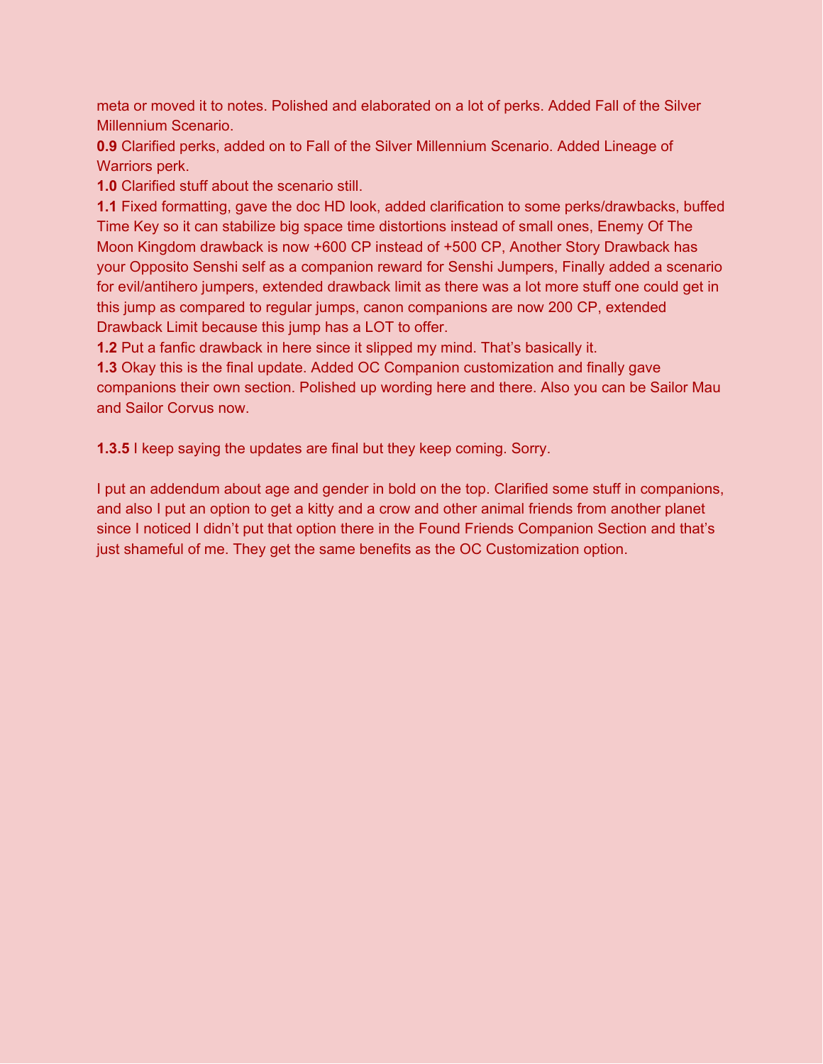meta or moved it to notes. Polished and elaborated on a lot of perks. Added Fall of the Silver Millennium Scenario.

**0.9** Clarified perks, added on to Fall of the Silver Millennium Scenario. Added Lineage of Warriors perk.

**1.0** Clarified stuff about the scenario still.

**1.1** Fixed formatting, gave the doc HD look, added clarification to some perks/drawbacks, buffed Time Key so it can stabilize big space time distortions instead of small ones, Enemy Of The Moon Kingdom drawback is now +600 CP instead of +500 CP, Another Story Drawback has your Opposito Senshi self as a companion reward for Senshi Jumpers, Finally added a scenario for evil/antihero jumpers, extended drawback limit as there was a lot more stuff one could get in this jump as compared to regular jumps, canon companions are now 200 CP, extended Drawback Limit because this jump has a LOT to offer.

**1.2** Put a fanfic drawback in here since it slipped my mind. That's basically it.

**1.3** Okay this is the final update. Added OC Companion customization and finally gave companions their own section. Polished up wording here and there. Also you can be Sailor Mau and Sailor Corvus now.

**1.3.5** I keep saying the updates are final but they keep coming. Sorry.

I put an addendum about age and gender in bold on the top. Clarified some stuff in companions, and also I put an option to get a kitty and a crow and other animal friends from another planet since I noticed I didn't put that option there in the Found Friends Companion Section and that's just shameful of me. They get the same benefits as the OC Customization option.